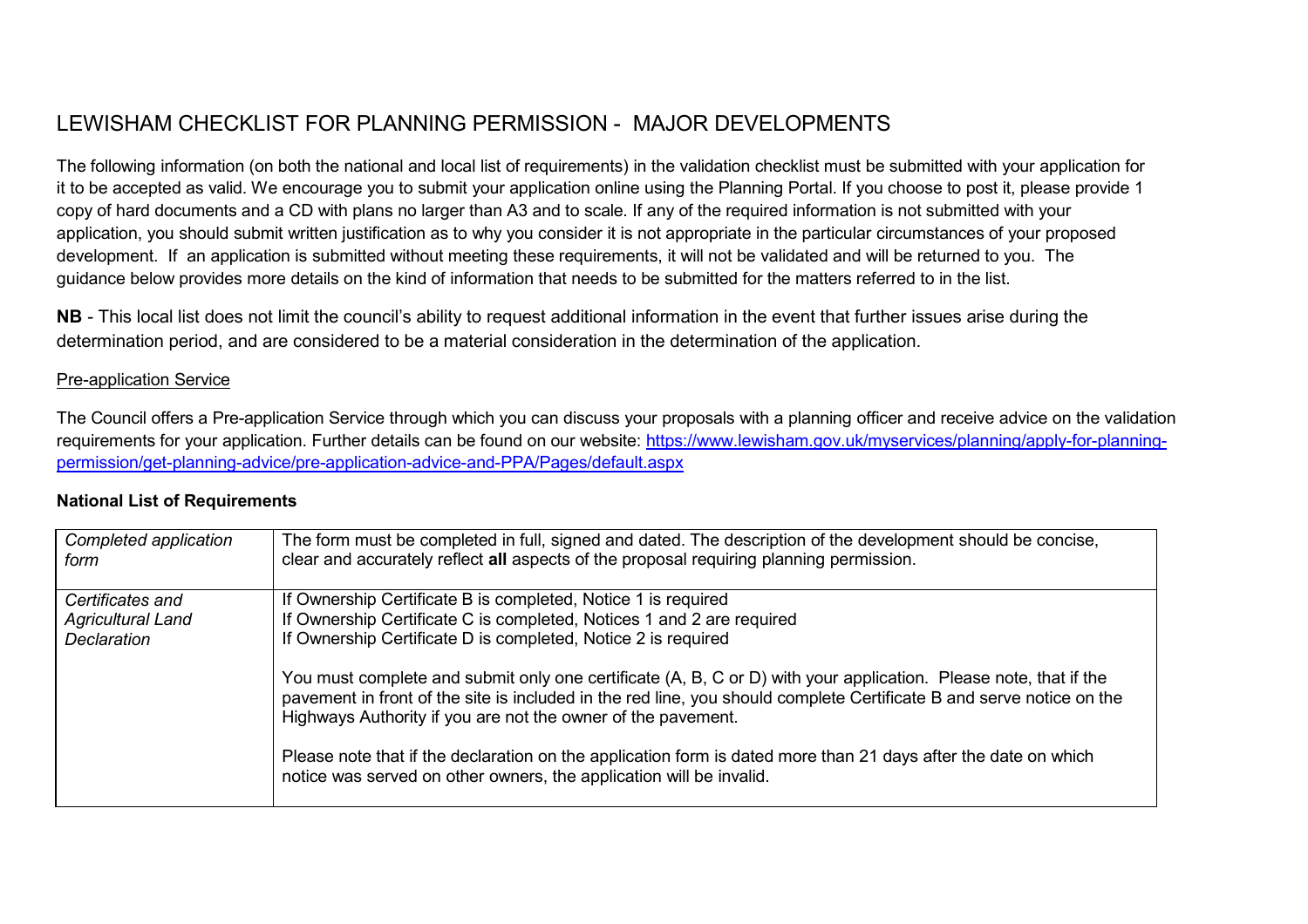# LEWISHAM CHECKLIST FOR PLANNING PERMISSION - MAJOR DEVELOPMENTS

The following information (on both the national and local list of requirements) in the validation checklist must be submitted with your application for it to be accepted as valid. We encourage you to submit your application online using the Planning Portal. If you choose to post it, please provide 1 copy of hard documents and a CD with plans no larger than A3 and to scale. If any of the required information is not submitted with your application, you should submit written justification as to why you consider it is not appropriate in the particular circumstances of your proposed development. If an application is submitted without meeting these requirements, it will not be validated and will be returned to you. The guidance below provides more details on the kind of information that needs to be submitted for the matters referred to in the list.

**NB** - This local list does not limit the council's ability to request additional information in the event that further issues arise during the determination period, and are considered to be a material consideration in the determination of the application.

<u>Pre-application Service</u>

The Council offers a Pre-application Service through which you can discuss your proposals with a planning officer and receive advice on the validation requirements for your application. Further details can be found on our website: [https://www.lewisham.gov.uk/myservices/planning/apply-for-planning-permission/get-planning-advice/pre-application-advice-and-PPA/Pages/default.aspx](https://www.lewisham.gov.uk/myservices/planning/apply-for-planning-permission/get-planning-advice/pre-application-advice-and-PPA/Pages/default.aspx)

### National List of Requirements

| | |
|---|---|
| *Completed application form* | The form must be completed in full, signed and dated. The description of the development should be concise, clear and accurately reflect **all** aspects of the proposal requiring planning permission. |
| *Certificates and Agricultural Land Declaration* | If Ownership Certificate B is completed, Notice 1 is required<br>If Ownership Certificate C is completed, Notices 1 and 2 are required<br>If Ownership Certificate D is completed, Notice 2 is required<br><br>You must complete and submit only one certificate (A, B, C or D) with your application. Please note, that if the pavement in front of the site is included in the red line, you should complete Certificate B and serve notice on the Highways Authority if you are not the owner of the pavement.<br><br>Please note that if the declaration on the application form is dated more than 21 days after the date on which notice was served on other owners, the application will be invalid. |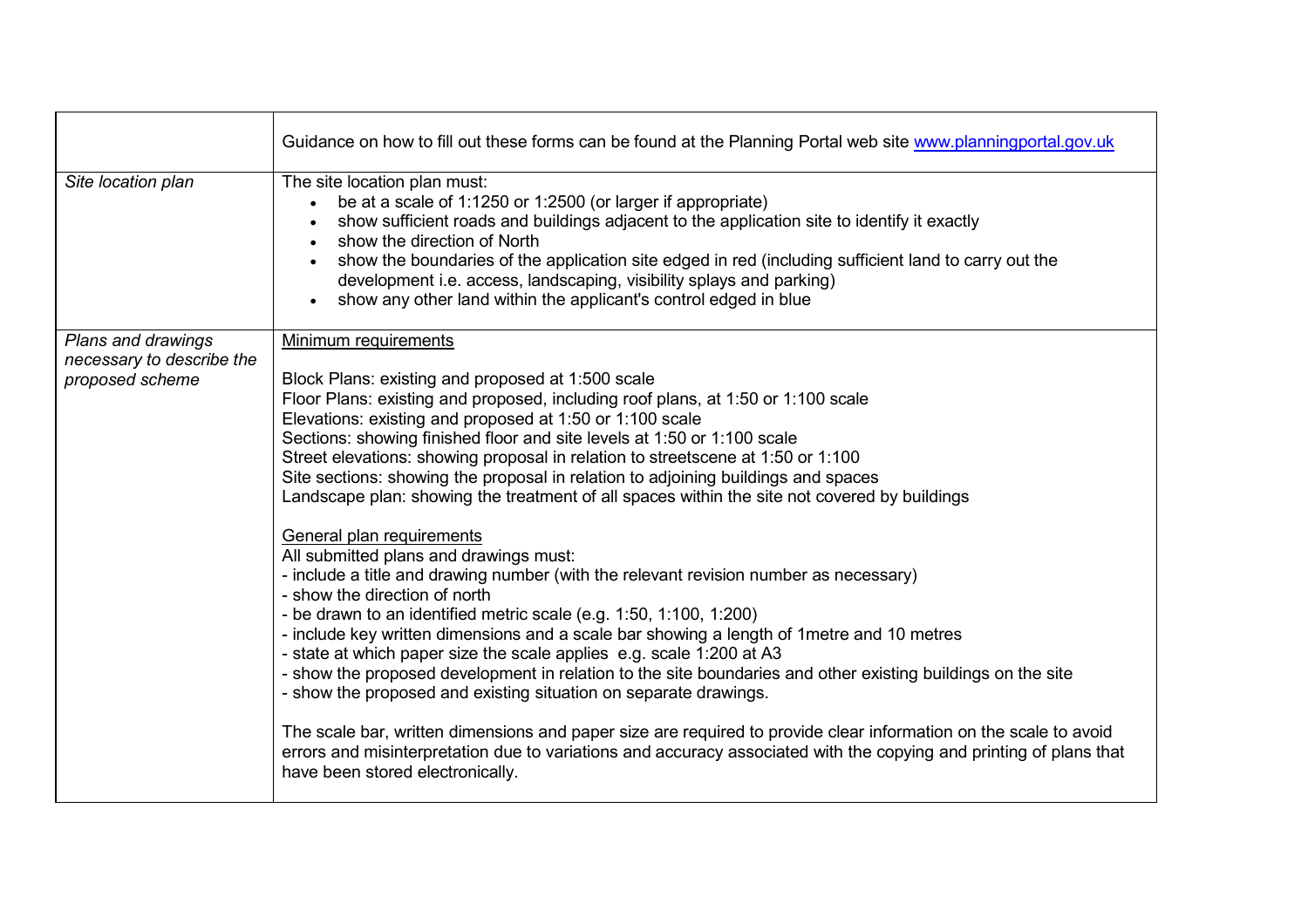| | |
|---|---|
| | Guidance on how to fill out these forms can be found at the Planning Portal web site [www.planningportal.gov.uk](http://www.planningportal.gov.uk) |
| *Site location plan* | The site location plan must:<br>• be at a scale of 1:1250 or 1:2500 (or larger if appropriate)<br>• show sufficient roads and buildings adjacent to the application site to identify it exactly<br>• show the direction of North<br>• show the boundaries of the application site edged in red (including sufficient land to carry out the development i.e. access, landscaping, visibility splays and parking)<br>• show any other land within the applicant's control edged in blue |
| *Plans and drawings necessary to describe the proposed scheme* | <u>Minimum requirements</u><br><br>Block Plans: existing and proposed at 1:500 scale<br>Floor Plans: existing and proposed, including roof plans, at 1:50 or 1:100 scale<br>Elevations: existing and proposed at 1:50 or 1:100 scale<br>Sections: showing finished floor and site levels at 1:50 or 1:100 scale<br>Street elevations: showing proposal in relation to streetscene at 1:50 or 1:100<br>Site sections: showing the proposal in relation to adjoining buildings and spaces<br>Landscape plan: showing the treatment of all spaces within the site not covered by buildings<br><br><u>General plan requirements</u><br>All submitted plans and drawings must:<br>- include a title and drawing number (with the relevant revision number as necessary)<br>- show the direction of north<br>- be drawn to an identified metric scale (e.g. 1:50, 1:100, 1:200)<br>- include key written dimensions and a scale bar showing a length of 1metre and 10 metres<br>- state at which paper size the scale applies e.g. scale 1:200 at A3<br>- show the proposed development in relation to the site boundaries and other existing buildings on the site<br>- show the proposed and existing situation on separate drawings.<br><br>The scale bar, written dimensions and paper size are required to provide clear information on the scale to avoid errors and misinterpretation due to variations and accuracy associated with the copying and printing of plans that have been stored electronically. |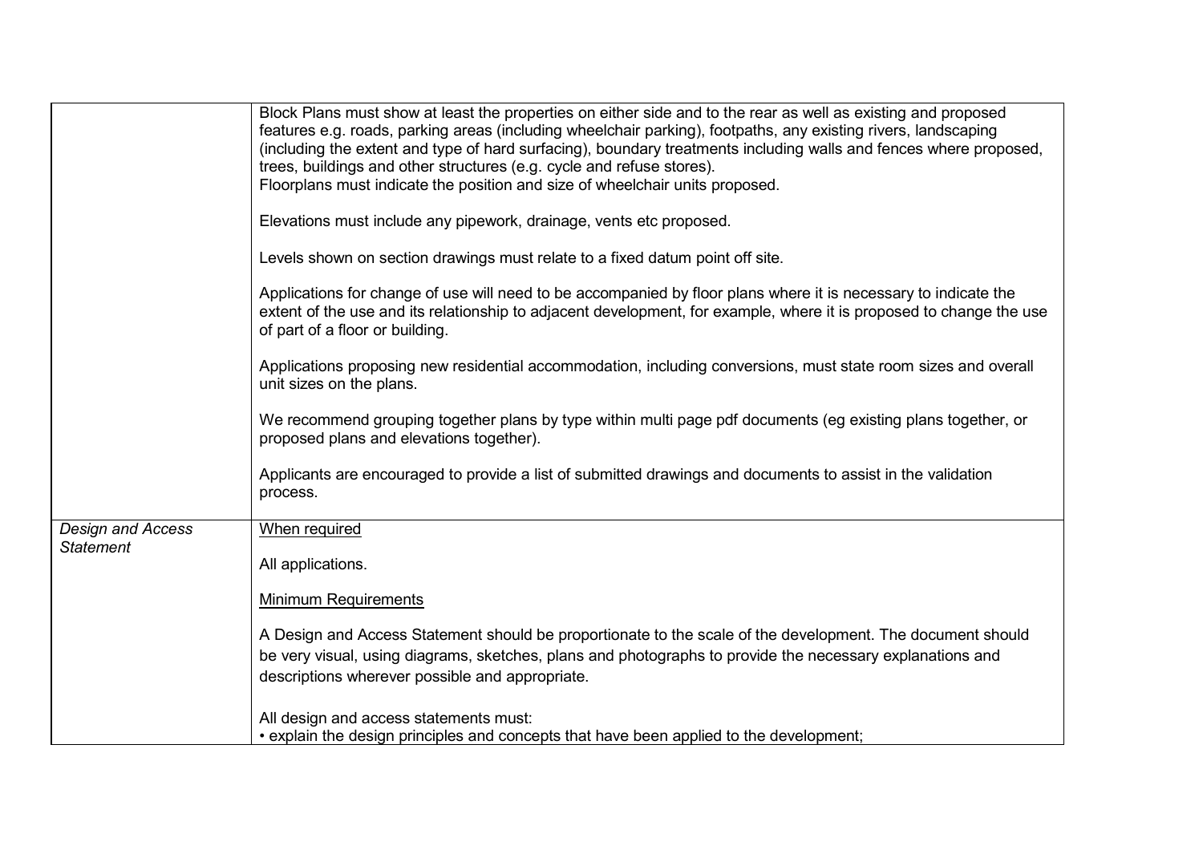| | |
|---|---|
| | Block Plans must show at least the properties on either side and to the rear as well as existing and proposed features e.g. roads, parking areas (including wheelchair parking), footpaths, any existing rivers, landscaping (including the extent and type of hard surfacing), boundary treatments including walls and fences where proposed, trees, buildings and other structures (e.g. cycle and refuse stores).<br>Floorplans must indicate the position and size of wheelchair units proposed.<br><br>Elevations must include any pipework, drainage, vents etc proposed.<br><br>Levels shown on section drawings must relate to a fixed datum point off site.<br><br>Applications for change of use will need to be accompanied by floor plans where it is necessary to indicate the extent of the use and its relationship to adjacent development, for example, where it is proposed to change the use of part of a floor or building.<br><br>Applications proposing new residential accommodation, including conversions, must state room sizes and overall unit sizes on the plans.<br><br>We recommend grouping together plans by type within multi page pdf documents (eg existing plans together, or proposed plans and elevations together).<br><br>Applicants are encouraged to provide a list of submitted drawings and documents to assist in the validation process. |
| *Design and Access Statement* | <u>When required</u><br><br>All applications.<br><br><u>Minimum Requirements</u><br><br>A Design and Access Statement should be proportionate to the scale of the development. The document should be very visual, using diagrams, sketches, plans and photographs to provide the necessary explanations and descriptions wherever possible and appropriate.<br><br>All design and access statements must:<br>• explain the design principles and concepts that have been applied to the development; |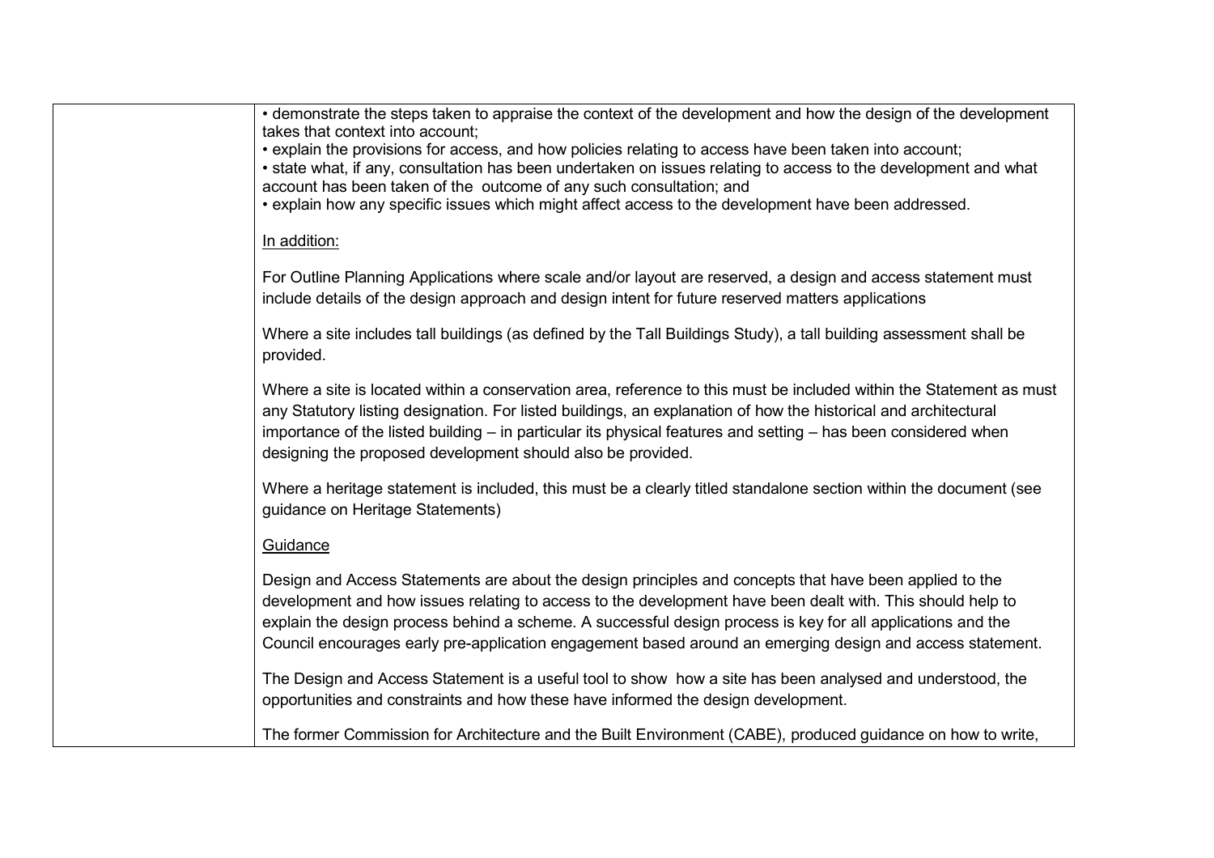| | • demonstrate the steps taken to appraise the context of the development and how the design of the development takes that context into account;<br>• explain the provisions for access, and how policies relating to access have been taken into account;<br>• state what, if any, consultation has been undertaken on issues relating to access to the development and what account has been taken of the outcome of any such consultation; and<br>• explain how any specific issues which might affect access to the development have been addressed.<br><br><u>In addition:</u><br><br>For Outline Planning Applications where scale and/or layout are reserved, a design and access statement must include details of the design approach and design intent for future reserved matters applications<br><br>Where a site includes tall buildings (as defined by the Tall Buildings Study), a tall building assessment shall be provided.<br><br>Where a site is located within a conservation area, reference to this must be included within the Statement as must any Statutory listing designation. For listed buildings, an explanation of how the historical and architectural importance of the listed building – in particular its physical features and setting – has been considered when designing the proposed development should also be provided.<br><br>Where a heritage statement is included, this must be a clearly titled standalone section within the document (see guidance on Heritage Statements)<br><br><u>Guidance</u><br><br>Design and Access Statements are about the design principles and concepts that have been applied to the development and how issues relating to access to the development have been dealt with. This should help to explain the design process behind a scheme. A successful design process is key for all applications and the Council encourages early pre-application engagement based around an emerging design and access statement.<br><br>The Design and Access Statement is a useful tool to show how a site has been analysed and understood, the opportunities and constraints and how these have informed the design development.<br><br>The former Commission for Architecture and the Built Environment (CABE), produced guidance on how to write, |
|---|---|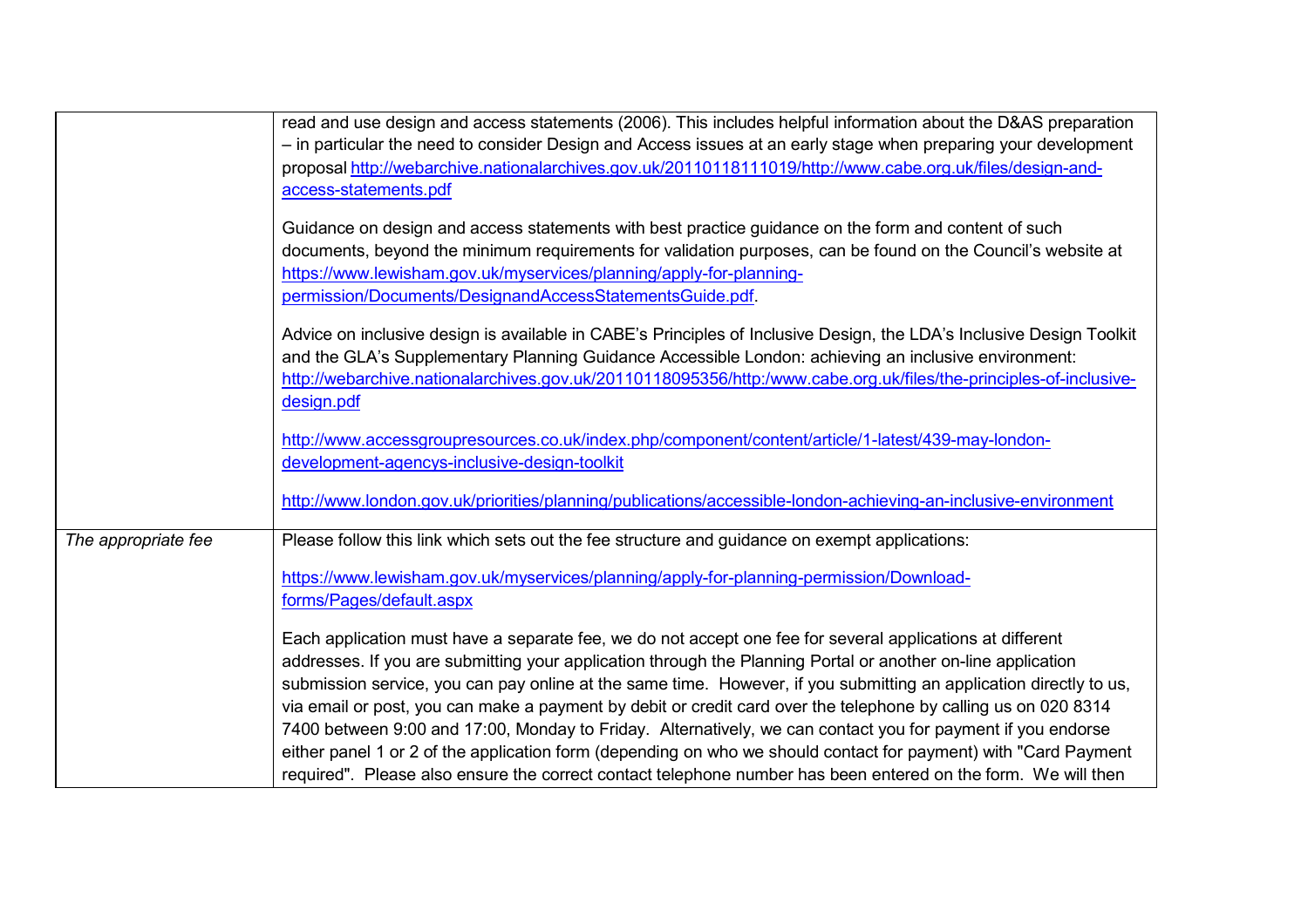| | |
|---|---|
| | read and use design and access statements (2006). This includes helpful information about the D&AS preparation – in particular the need to consider Design and Access issues at an early stage when preparing your development proposal http://webarchive.nationalarchives.gov.uk/20110118111019/http://www.cabe.org.uk/files/design-and-access-statements.pdf<br><br>Guidance on design and access statements with best practice guidance on the form and content of such documents, beyond the minimum requirements for validation purposes, can be found on the Council's website at https://www.lewisham.gov.uk/myservices/planning/apply-for-planning-permission/Documents/DesignandAccessStatementsGuide.pdf.<br><br>Advice on inclusive design is available in CABE's Principles of Inclusive Design, the LDA's Inclusive Design Toolkit and the GLA's Supplementary Planning Guidance Accessible London: achieving an inclusive environment: http://webarchive.nationalarchives.gov.uk/20110118095356/http:/www.cabe.org.uk/files/the-principles-of-inclusive-design.pdf<br><br>http://www.accessgroupresources.co.uk/index.php/component/content/article/1-latest/439-may-london-development-agencys-inclusive-design-toolkit<br><br>http://www.london.gov.uk/priorities/planning/publications/accessible-london-achieving-an-inclusive-environment |
| *The appropriate fee* | Please follow this link which sets out the fee structure and guidance on exempt applications:<br><br>https://www.lewisham.gov.uk/myservices/planning/apply-for-planning-permission/Download-forms/Pages/default.aspx<br><br>Each application must have a separate fee, we do not accept one fee for several applications at different addresses. If you are submitting your application through the Planning Portal or another on-line application submission service, you can pay online at the same time. However, if you submitting an application directly to us, via email or post, you can make a payment by debit or credit card over the telephone by calling us on 020 8314 7400 between 9:00 and 17:00, Monday to Friday. Alternatively, we can contact you for payment if you endorse either panel 1 or 2 of the application form (depending on who we should contact for payment) with "Card Payment required". Please also ensure the correct contact telephone number has been entered on the form. We will then |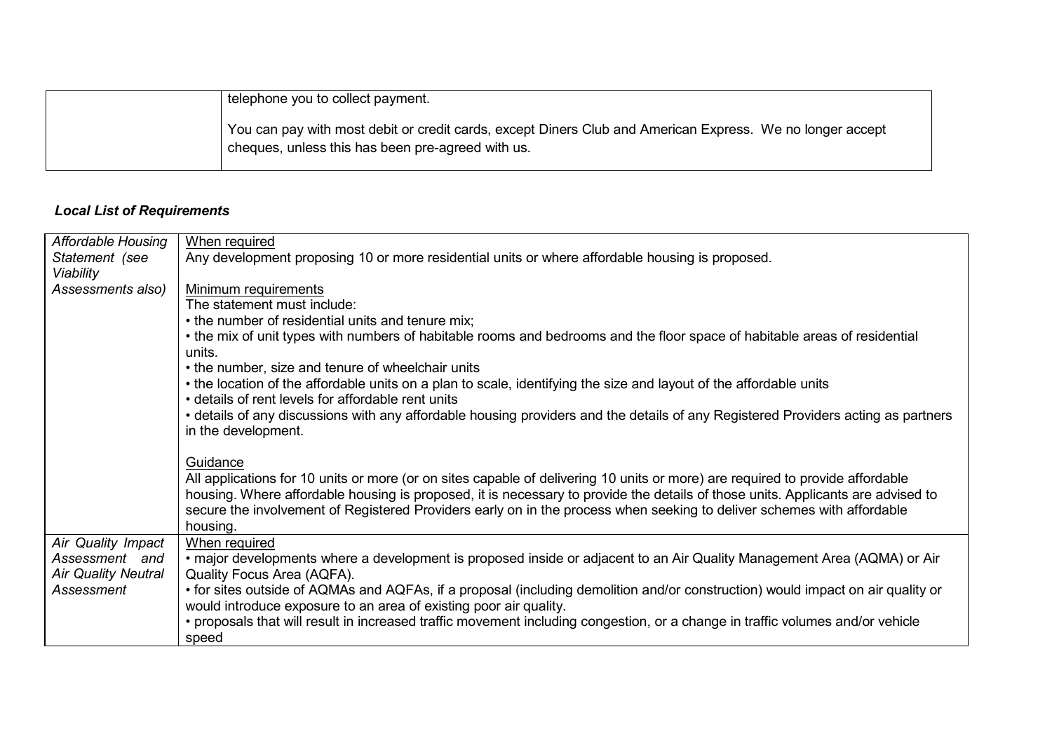| | |
|---|---|
| | telephone you to collect payment.<br><br>You can pay with most debit or credit cards, except Diners Club and American Express. We no longer accept cheques, unless this has been pre-agreed with us. |

### *Local List of Requirements*

| | |
|---|---|
| *Affordable Housing Statement (see Viability Assessments also)* | <u>When required</u><br>Any development proposing 10 or more residential units or where affordable housing is proposed.<br><br><u>Minimum requirements</u><br>The statement must include:<br>• the number of residential units and tenure mix;<br>• the mix of unit types with numbers of habitable rooms and bedrooms and the floor space of habitable areas of residential units.<br>• the number, size and tenure of wheelchair units<br>• the location of the affordable units on a plan to scale, identifying the size and layout of the affordable units<br>• details of rent levels for affordable rent units<br>• details of any discussions with any affordable housing providers and the details of any Registered Providers acting as partners in the development.<br><br><u>Guidance</u><br>All applications for 10 units or more (or on sites capable of delivering 10 units or more) are required to provide affordable housing. Where affordable housing is proposed, it is necessary to provide the details of those units. Applicants are advised to secure the involvement of Registered Providers early on in the process when seeking to deliver schemes with affordable housing. |
| *Air Quality Impact Assessment and Air Quality Neutral Assessment* | <u>When required</u><br>• major developments where a development is proposed inside or adjacent to an Air Quality Management Area (AQMA) or Air Quality Focus Area (AQFA).<br>• for sites outside of AQMAs and AQFAs, if a proposal (including demolition and/or construction) would impact on air quality or would introduce exposure to an area of existing poor air quality.<br>• proposals that will result in increased traffic movement including congestion, or a change in traffic volumes and/or vehicle speed |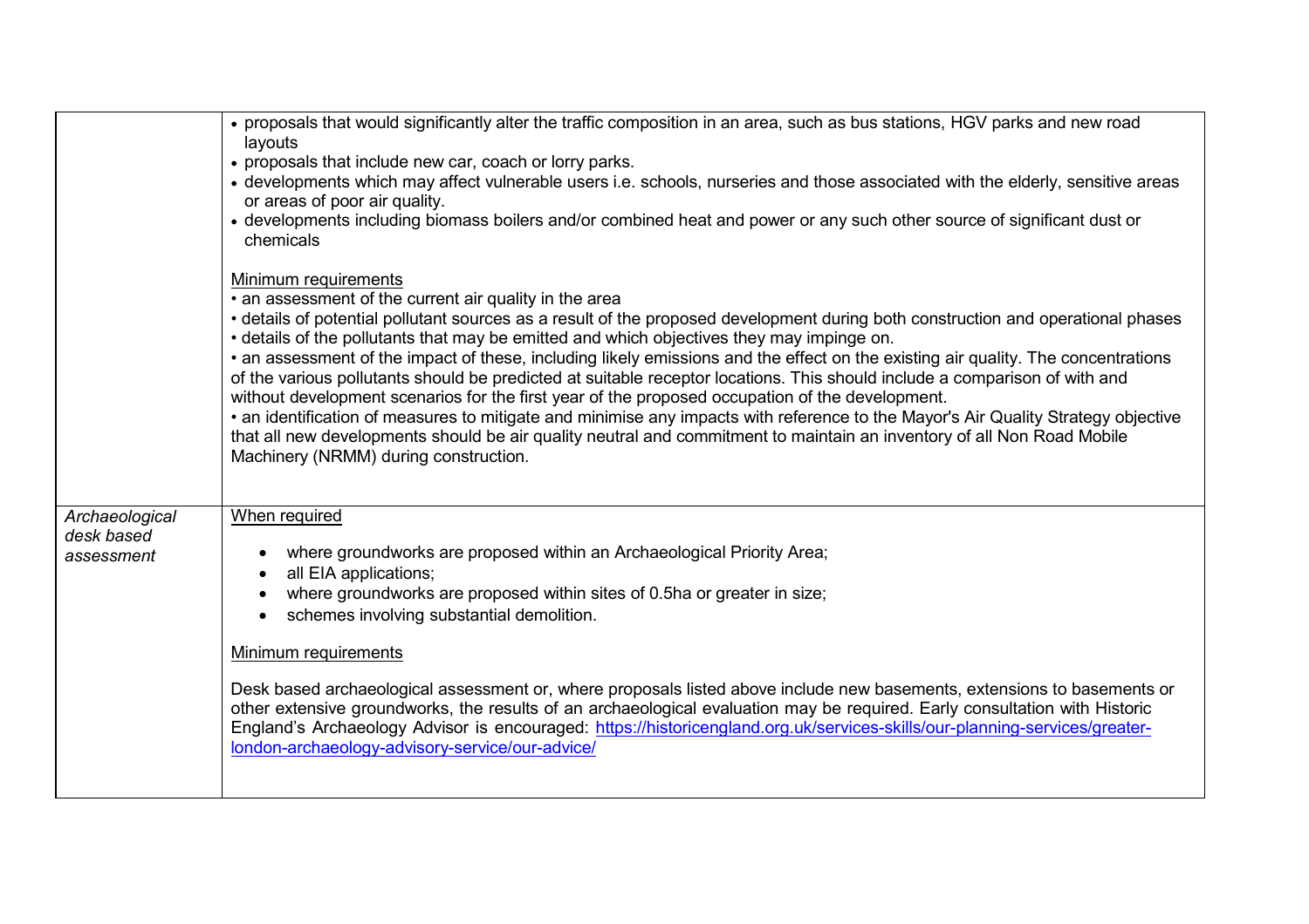| | |
|---|---|
| | • proposals that would significantly alter the traffic composition in an area, such as bus stations, HGV parks and new road layouts<br>• proposals that include new car, coach or lorry parks.<br>• developments which may affect vulnerable users i.e. schools, nurseries and those associated with the elderly, sensitive areas or areas of poor air quality.<br>• developments including biomass boilers and/or combined heat and power or any such other source of significant dust or chemicals<br><br><u>Minimum requirements</u><br>• an assessment of the current air quality in the area<br>• details of potential pollutant sources as a result of the proposed development during both construction and operational phases<br>• details of the pollutants that may be emitted and which objectives they may impinge on.<br>• an assessment of the impact of these, including likely emissions and the effect on the existing air quality. The concentrations of the various pollutants should be predicted at suitable receptor locations. This should include a comparison of with and without development scenarios for the first year of the proposed occupation of the development.<br>• an identification of measures to mitigate and minimise any impacts with reference to the Mayor's Air Quality Strategy objective that all new developments should be air quality neutral and commitment to maintain an inventory of all Non Road Mobile Machinery (NRMM) during construction. |
| *Archaeological desk based assessment* | <u>When required</u><br><br>• where groundworks are proposed within an Archaeological Priority Area;<br>• all EIA applications;<br>• where groundworks are proposed within sites of 0.5ha or greater in size;<br>• schemes involving substantial demolition.<br><br><u>Minimum requirements</u><br><br>Desk based archaeological assessment or, where proposals listed above include new basements, extensions to basements or other extensive groundworks, the results of an archaeological evaluation may be required. Early consultation with Historic England's Archaeology Advisor is encouraged: [https://historicengland.org.uk/services-skills/our-planning-services/greater-london-archaeology-advisory-service/our-advice/](https://historicengland.org.uk/services-skills/our-planning-services/greater-london-archaeology-advisory-service/our-advice/) |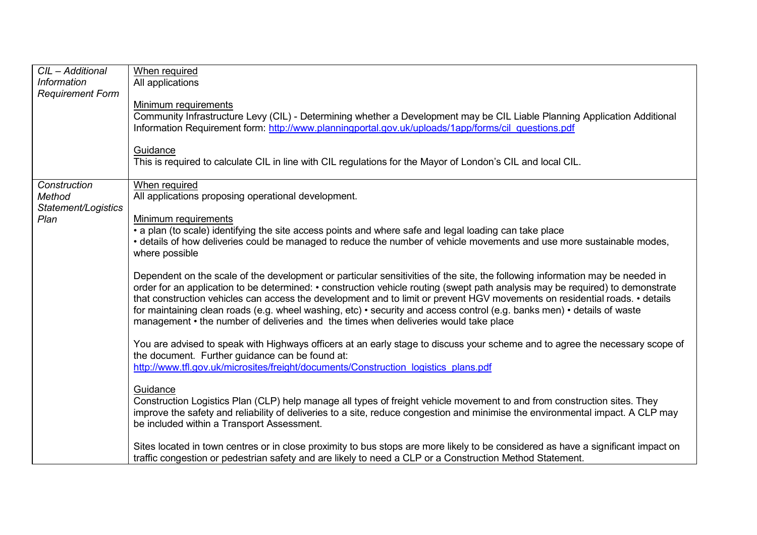| | |
|---|---|
| *CIL – Additional Information Requirement Form* | When required<br>All applications<br><br>Minimum requirements<br>Community Infrastructure Levy (CIL) - Determining whether a Development may be CIL Liable Planning Application Additional Information Requirement form: [http://www.planningportal.gov.uk/uploads/1app/forms/cil_questions.pdf](http://www.planningportal.gov.uk/uploads/1app/forms/cil_questions.pdf)<br><br>Guidance<br>This is required to calculate CIL in line with CIL regulations for the Mayor of London's CIL and local CIL. |
| *Construction Method Statement/Logistics Plan* | When required<br>All applications proposing operational development.<br><br>Minimum requirements<br>• a plan (to scale) identifying the site access points and where safe and legal loading can take place<br>• details of how deliveries could be managed to reduce the number of vehicle movements and use more sustainable modes, where possible<br><br>Dependent on the scale of the development or particular sensitivities of the site, the following information may be needed in order for an application to be determined: • construction vehicle routing (swept path analysis may be required) to demonstrate that construction vehicles can access the development and to limit or prevent HGV movements on residential roads. • details for maintaining clean roads (e.g. wheel washing, etc) • security and access control (e.g. banks men) • details of waste management • the number of deliveries and the times when deliveries would take place<br><br>You are advised to speak with Highways officers at an early stage to discuss your scheme and to agree the necessary scope of the document. Further guidance can be found at:<br>[http://www.tfl.gov.uk/microsites/freight/documents/Construction_logistics_plans.pdf](http://www.tfl.gov.uk/microsites/freight/documents/Construction_logistics_plans.pdf)<br><br>Guidance<br>Construction Logistics Plan (CLP) help manage all types of freight vehicle movement to and from construction sites. They improve the safety and reliability of deliveries to a site, reduce congestion and minimise the environmental impact. A CLP may be included within a Transport Assessment.<br><br>Sites located in town centres or in close proximity to bus stops are more likely to be considered as have a significant impact on traffic congestion or pedestrian safety and are likely to need a CLP or a Construction Method Statement. |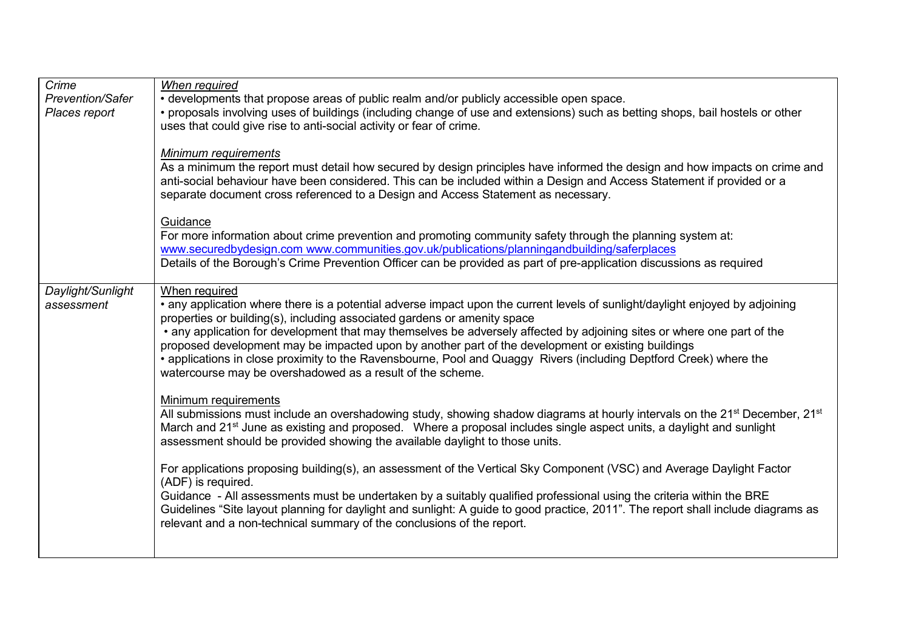| | |
|---|---|
| *Crime Prevention/Safer Places report* | *When required*<br>• developments that propose areas of public realm and/or publicly accessible open space.<br>• proposals involving uses of buildings (including change of use and extensions) such as betting shops, bail hostels or other uses that could give rise to anti-social activity or fear of crime.<br><br>*Minimum requirements*<br>As a minimum the report must detail how secured by design principles have informed the design and how impacts on crime and anti-social behaviour have been considered. This can be included within a Design and Access Statement if provided or a separate document cross referenced to a Design and Access Statement as necessary.<br><br>Guidance<br>For more information about crime prevention and promoting community safety through the planning system at:<br>www.securedbydesign.com www.communities.gov.uk/publications/planningandbuilding/saferplaces<br>Details of the Borough's Crime Prevention Officer can be provided as part of pre-application discussions as required |
| *Daylight/Sunlight assessment* | When required<br>• any application where there is a potential adverse impact upon the current levels of sunlight/daylight enjoyed by adjoining properties or building(s), including associated gardens or amenity space<br>• any application for development that may themselves be adversely affected by adjoining sites or where one part of the proposed development may be impacted upon by another part of the development or existing buildings<br>• applications in close proximity to the Ravensbourne, Pool and Quaggy Rivers (including Deptford Creek) where the watercourse may be overshadowed as a result of the scheme.<br><br>Minimum requirements<br>All submissions must include an overshadowing study, showing shadow diagrams at hourly intervals on the 21st December, 21st March and 21st June as existing and proposed. Where a proposal includes single aspect units, a daylight and sunlight assessment should be provided showing the available daylight to those units.<br><br>For applications proposing building(s), an assessment of the Vertical Sky Component (VSC) and Average Daylight Factor (ADF) is required.<br>Guidance - All assessments must be undertaken by a suitably qualified professional using the criteria within the BRE Guidelines "Site layout planning for daylight and sunlight: A guide to good practice, 2011". The report shall include diagrams as relevant and a non-technical summary of the conclusions of the report. |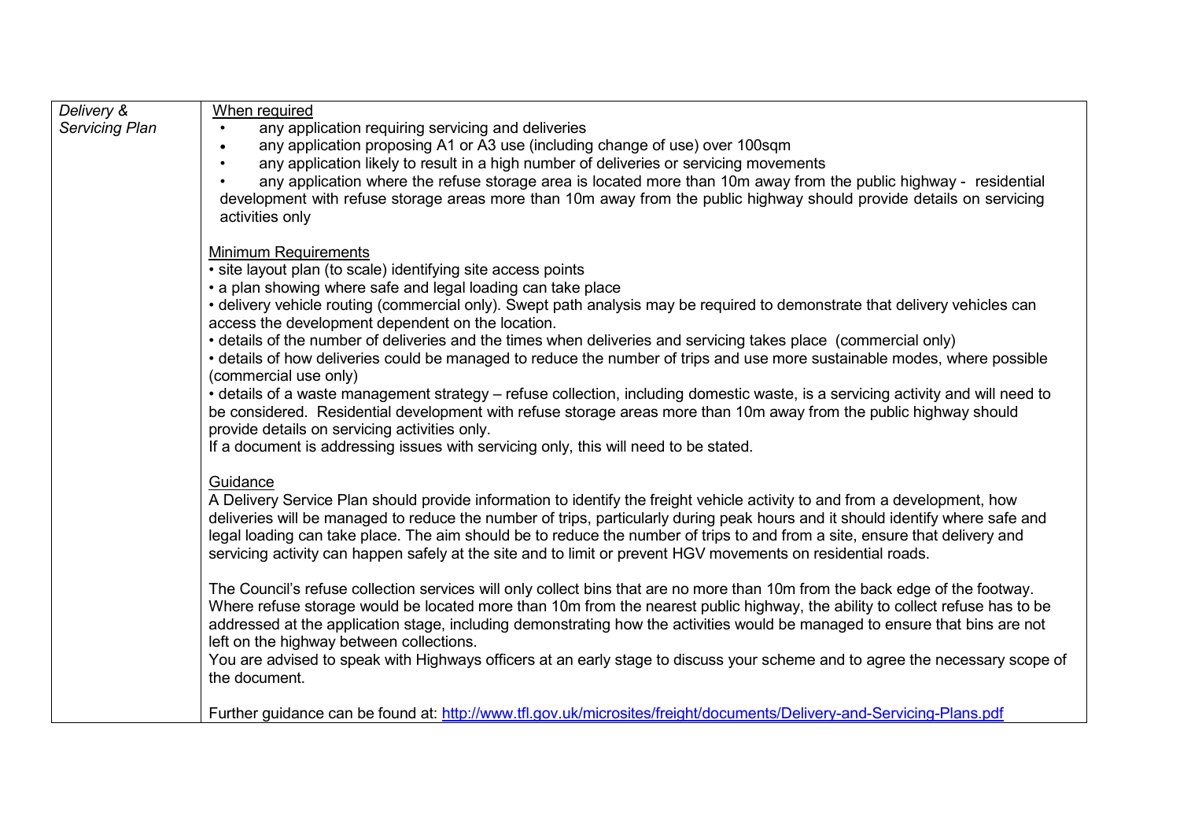| | |
|---|---|
| *Delivery & Servicing Plan* | <u>When required</u><br>• any application requiring servicing and deliveries<br>• any application proposing A1 or A3 use (including change of use) over 100sqm<br>• any application likely to result in a high number of deliveries or servicing movements<br>• any application where the refuse storage area is located more than 10m away from the public highway - residential development with refuse storage areas more than 10m away from the public highway should provide details on servicing activities only<br><br><u>Minimum Requirements</u><br>• site layout plan (to scale) identifying site access points<br>• a plan showing where safe and legal loading can take place<br>• delivery vehicle routing (commercial only). Swept path analysis may be required to demonstrate that delivery vehicles can access the development dependent on the location.<br>• details of the number of deliveries and the times when deliveries and servicing takes place (commercial only)<br>• details of how deliveries could be managed to reduce the number of trips and use more sustainable modes, where possible (commercial use only)<br>• details of a waste management strategy – refuse collection, including domestic waste, is a servicing activity and will need to be considered. Residential development with refuse storage areas more than 10m away from the public highway should provide details on servicing activities only.<br>If a document is addressing issues with servicing only, this will need to be stated.<br><br><u>Guidance</u><br>A Delivery Service Plan should provide information to identify the freight vehicle activity to and from a development, how deliveries will be managed to reduce the number of trips, particularly during peak hours and it should identify where safe and legal loading can take place. The aim should be to reduce the number of trips to and from a site, ensure that delivery and servicing activity can happen safely at the site and to limit or prevent HGV movements on residential roads.<br><br>The Council's refuse collection services will only collect bins that are no more than 10m from the back edge of the footway. Where refuse storage would be located more than 10m from the nearest public highway, the ability to collect refuse has to be addressed at the application stage, including demonstrating how the activities would be managed to ensure that bins are not left on the highway between collections.<br>You are advised to speak with Highways officers at an early stage to discuss your scheme and to agree the necessary scope of the document.<br><br>Further guidance can be found at: [http://www.tfl.gov.uk/microsites/freight/documents/Delivery-and-Servicing-Plans.pdf](http://www.tfl.gov.uk/microsites/freight/documents/Delivery-and-Servicing-Plans.pdf) |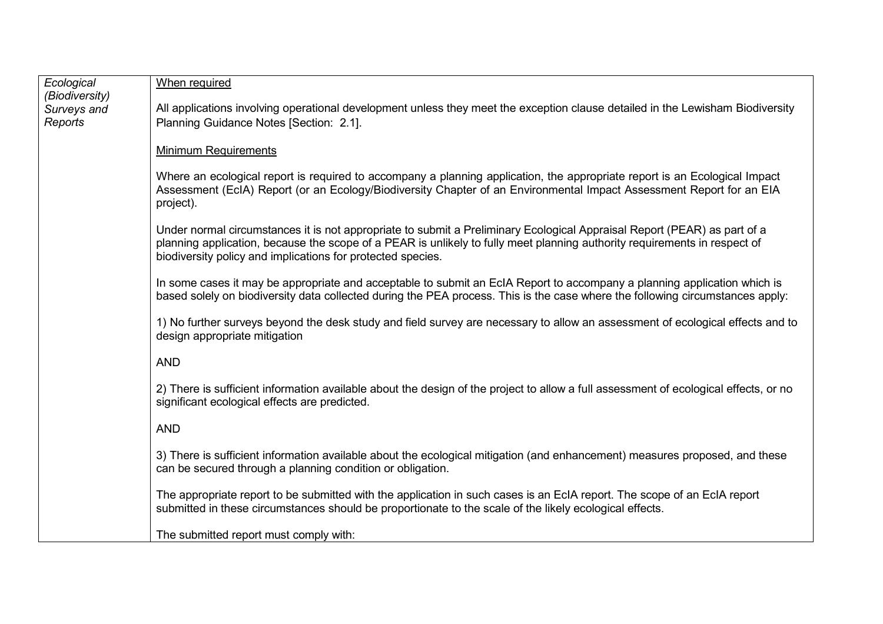| *Ecological (Biodiversity) Surveys and Reports* | <u>When required</u><br><br>All applications involving operational development unless they meet the exception clause detailed in the Lewisham Biodiversity Planning Guidance Notes [Section: 2.1].<br><br><u>Minimum Requirements</u><br><br>Where an ecological report is required to accompany a planning application, the appropriate report is an Ecological Impact Assessment (EcIA) Report (or an Ecology/Biodiversity Chapter of an Environmental Impact Assessment Report for an EIA project).<br><br>Under normal circumstances it is not appropriate to submit a Preliminary Ecological Appraisal Report (PEAR) as part of a planning application, because the scope of a PEAR is unlikely to fully meet planning authority requirements in respect of biodiversity policy and implications for protected species.<br><br>In some cases it may be appropriate and acceptable to submit an EcIA Report to accompany a planning application which is based solely on biodiversity data collected during the PEA process. This is the case where the following circumstances apply:<br><br>1) No further surveys beyond the desk study and field survey are necessary to allow an assessment of ecological effects and to design appropriate mitigation<br><br>AND<br><br>2) There is sufficient information available about the design of the project to allow a full assessment of ecological effects, or no significant ecological effects are predicted.<br><br>AND<br><br>3) There is sufficient information available about the ecological mitigation (and enhancement) measures proposed, and these can be secured through a planning condition or obligation.<br><br>The appropriate report to be submitted with the application in such cases is an EcIA report. The scope of an EcIA report submitted in these circumstances should be proportionate to the scale of the likely ecological effects.<br><br>The submitted report must comply with: |
|---|---|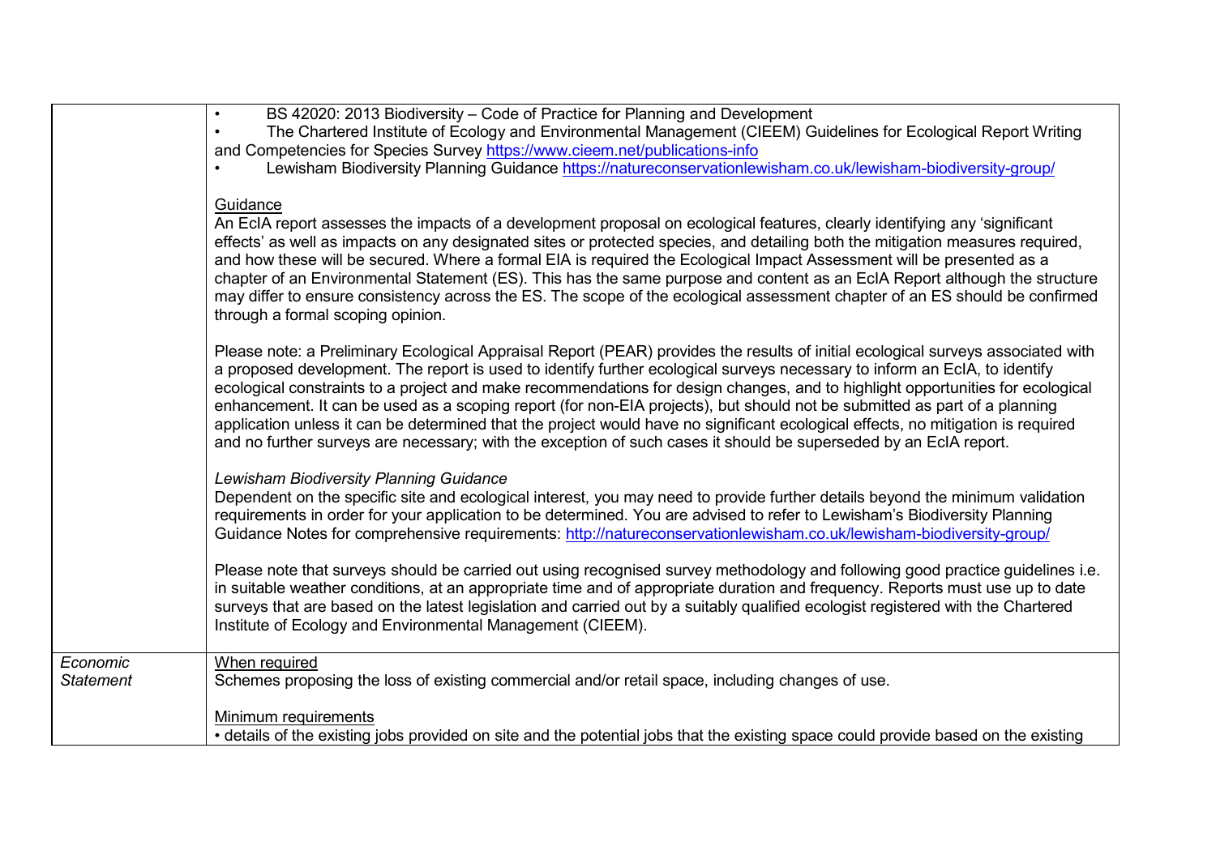| | |
|---|---|
| | • BS 42020: 2013 Biodiversity – Code of Practice for Planning and Development<br>• The Chartered Institute of Ecology and Environmental Management (CIEEM) Guidelines for Ecological Report Writing and Competencies for Species Survey https://www.cieem.net/publications-info<br>• Lewisham Biodiversity Planning Guidance https://natureconservationlewisham.co.uk/lewisham-biodiversity-group/<br><br>Guidance<br>An EcIA report assesses the impacts of a development proposal on ecological features, clearly identifying any 'significant effects' as well as impacts on any designated sites or protected species, and detailing both the mitigation measures required, and how these will be secured. Where a formal EIA is required the Ecological Impact Assessment will be presented as a chapter of an Environmental Statement (ES). This has the same purpose and content as an EcIA Report although the structure may differ to ensure consistency across the ES. The scope of the ecological assessment chapter of an ES should be confirmed through a formal scoping opinion.<br><br>Please note: a Preliminary Ecological Appraisal Report (PEAR) provides the results of initial ecological surveys associated with a proposed development. The report is used to identify further ecological surveys necessary to inform an EcIA, to identify ecological constraints to a project and make recommendations for design changes, and to highlight opportunities for ecological enhancement. It can be used as a scoping report (for non-EIA projects), but should not be submitted as part of a planning application unless it can be determined that the project would have no significant ecological effects, no mitigation is required and no further surveys are necessary; with the exception of such cases it should be superseded by an EcIA report.<br><br>*Lewisham Biodiversity Planning Guidance*<br>Dependent on the specific site and ecological interest, you may need to provide further details beyond the minimum validation requirements in order for your application to be determined. You are advised to refer to Lewisham's Biodiversity Planning Guidance Notes for comprehensive requirements: http://natureconservationlewisham.co.uk/lewisham-biodiversity-group/<br><br>Please note that surveys should be carried out using recognised survey methodology and following good practice guidelines i.e. in suitable weather conditions, at an appropriate time and of appropriate duration and frequency. Reports must use up to date surveys that are based on the latest legislation and carried out by a suitably qualified ecologist registered with the Chartered Institute of Ecology and Environmental Management (CIEEM). |
| *Economic Statement* | When required<br>Schemes proposing the loss of existing commercial and/or retail space, including changes of use.<br><br>Minimum requirements<br>• details of the existing jobs provided on site and the potential jobs that the existing space could provide based on the existing |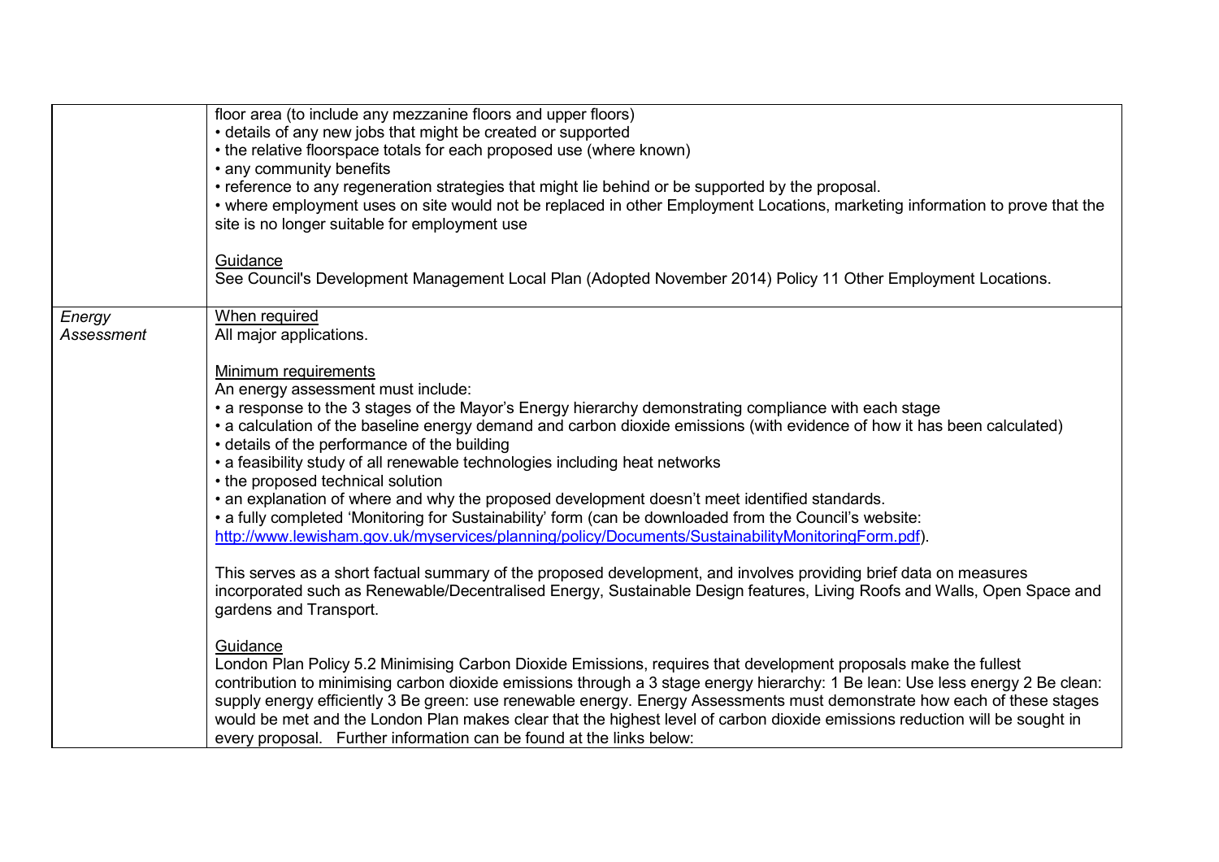| | |
|---|---|
| | floor area (to include any mezzanine floors and upper floors)<br>• details of any new jobs that might be created or supported<br>• the relative floorspace totals for each proposed use (where known)<br>• any community benefits<br>• reference to any regeneration strategies that might lie behind or be supported by the proposal.<br>• where employment uses on site would not be replaced in other Employment Locations, marketing information to prove that the site is no longer suitable for employment use<br><br><u>Guidance</u><br>See Council's Development Management Local Plan (Adopted November 2014) Policy 11 Other Employment Locations. |
| *Energy Assessment* | <u>When required</u><br>All major applications.<br><br><u>Minimum requirements</u><br>An energy assessment must include:<br>• a response to the 3 stages of the Mayor's Energy hierarchy demonstrating compliance with each stage<br>• a calculation of the baseline energy demand and carbon dioxide emissions (with evidence of how it has been calculated)<br>• details of the performance of the building<br>• a feasibility study of all renewable technologies including heat networks<br>• the proposed technical solution<br>• an explanation of where and why the proposed development doesn't meet identified standards.<br>• a fully completed 'Monitoring for Sustainability' form (can be downloaded from the Council's website: [http://www.lewisham.gov.uk/myservices/planning/policy/Documents/SustainabilityMonitoringForm.pdf](http://www.lewisham.gov.uk/myservices/planning/policy/Documents/SustainabilityMonitoringForm.pdf)).<br><br>This serves as a short factual summary of the proposed development, and involves providing brief data on measures incorporated such as Renewable/Decentralised Energy, Sustainable Design features, Living Roofs and Walls, Open Space and gardens and Transport.<br><br><u>Guidance</u><br>London Plan Policy 5.2 Minimising Carbon Dioxide Emissions, requires that development proposals make the fullest contribution to minimising carbon dioxide emissions through a 3 stage energy hierarchy: 1 Be lean: Use less energy 2 Be clean: supply energy efficiently 3 Be green: use renewable energy. Energy Assessments must demonstrate how each of these stages would be met and the London Plan makes clear that the highest level of carbon dioxide emissions reduction will be sought in every proposal. Further information can be found at the links below: |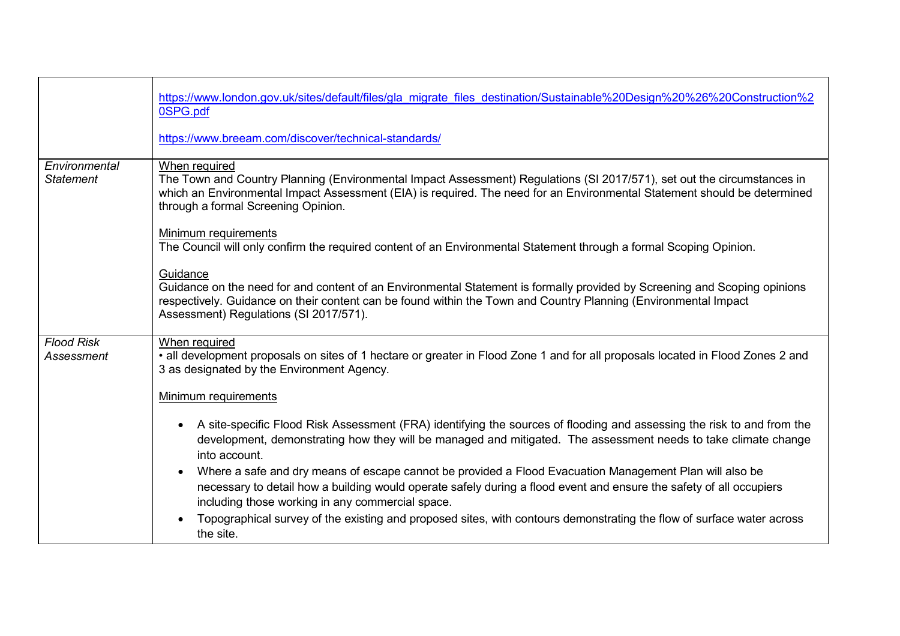| | |
|---|---|
| | https://www.london.gov.uk/sites/default/files/gla_migrate_files_destination/Sustainable%20Design%20%26%20Construction%20SPG.pdf<br><br>https://www.breeam.com/discover/technical-standards/ |
| *Environmental Statement* | When required<br>The Town and Country Planning (Environmental Impact Assessment) Regulations (SI 2017/571), set out the circumstances in which an Environmental Impact Assessment (EIA) is required. The need for an Environmental Statement should be determined through a formal Screening Opinion.<br><br>Minimum requirements<br>The Council will only confirm the required content of an Environmental Statement through a formal Scoping Opinion.<br><br>Guidance<br>Guidance on the need for and content of an Environmental Statement is formally provided by Screening and Scoping opinions respectively. Guidance on their content can be found within the Town and Country Planning (Environmental Impact Assessment) Regulations (SI 2017/571). |
| *Flood Risk Assessment* | When required<br>• all development proposals on sites of 1 hectare or greater in Flood Zone 1 and for all proposals located in Flood Zones 2 and 3 as designated by the Environment Agency.<br><br>Minimum requirements<br><br>• A site-specific Flood Risk Assessment (FRA) identifying the sources of flooding and assessing the risk to and from the development, demonstrating how they will be managed and mitigated. The assessment needs to take climate change into account.<br>• Where a safe and dry means of escape cannot be provided a Flood Evacuation Management Plan will also be necessary to detail how a building would operate safely during a flood event and ensure the safety of all occupiers including those working in any commercial space.<br>• Topographical survey of the existing and proposed sites, with contours demonstrating the flow of surface water across the site. |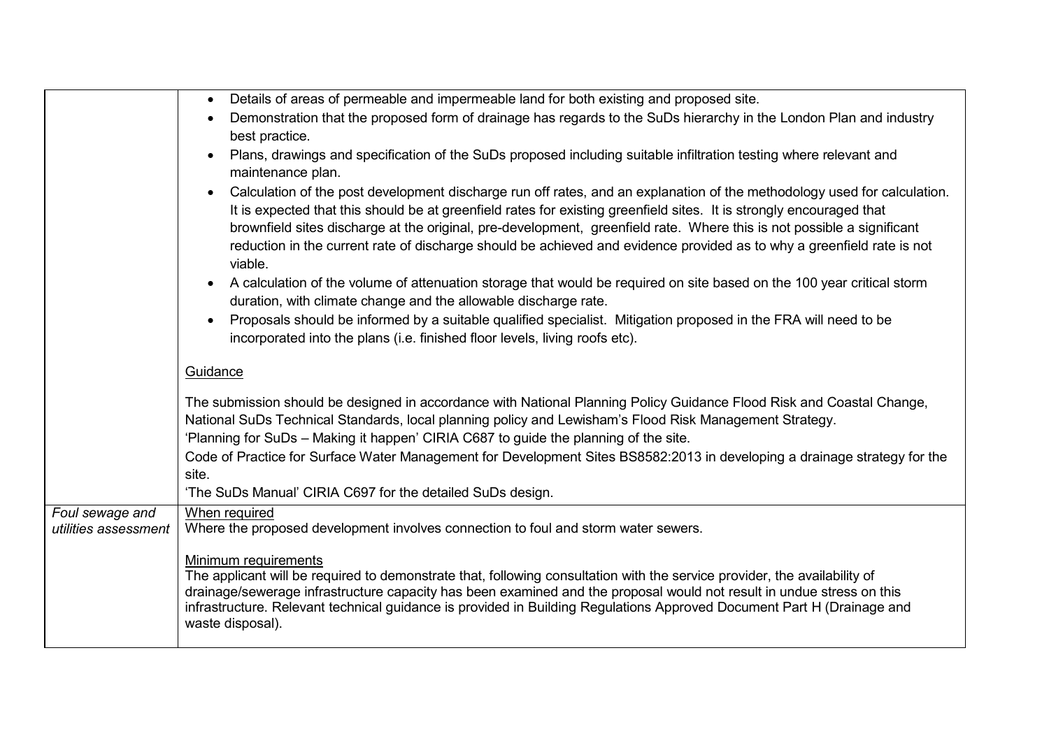| | |
|---|---|
| | • Details of areas of permeable and impermeable land for both existing and proposed site.<br>• Demonstration that the proposed form of drainage has regards to the SuDs hierarchy in the London Plan and industry best practice.<br>• Plans, drawings and specification of the SuDs proposed including suitable infiltration testing where relevant and maintenance plan.<br>• Calculation of the post development discharge run off rates, and an explanation of the methodology used for calculation. It is expected that this should be at greenfield rates for existing greenfield sites. It is strongly encouraged that brownfield sites discharge at the original, pre-development, greenfield rate. Where this is not possible a significant reduction in the current rate of discharge should be achieved and evidence provided as to why a greenfield rate is not viable.<br>• A calculation of the volume of attenuation storage that would be required on site based on the 100 year critical storm duration, with climate change and the allowable discharge rate.<br>• Proposals should be informed by a suitable qualified specialist. Mitigation proposed in the FRA will need to be incorporated into the plans (i.e. finished floor levels, living roofs etc).<br><br>Guidance<br><br>The submission should be designed in accordance with National Planning Policy Guidance Flood Risk and Coastal Change, National SuDs Technical Standards, local planning policy and Lewisham's Flood Risk Management Strategy.<br>'Planning for SuDs – Making it happen' CIRIA C687 to guide the planning of the site.<br>Code of Practice for Surface Water Management for Development Sites BS8582:2013 in developing a drainage strategy for the site.<br>'The SuDs Manual' CIRIA C697 for the detailed SuDs design. |
| *Foul sewage and utilities assessment* | When required<br>Where the proposed development involves connection to foul and storm water sewers.<br><br>Minimum requirements<br>The applicant will be required to demonstrate that, following consultation with the service provider, the availability of drainage/sewerage infrastructure capacity has been examined and the proposal would not result in undue stress on this infrastructure. Relevant technical guidance is provided in Building Regulations Approved Document Part H (Drainage and waste disposal). |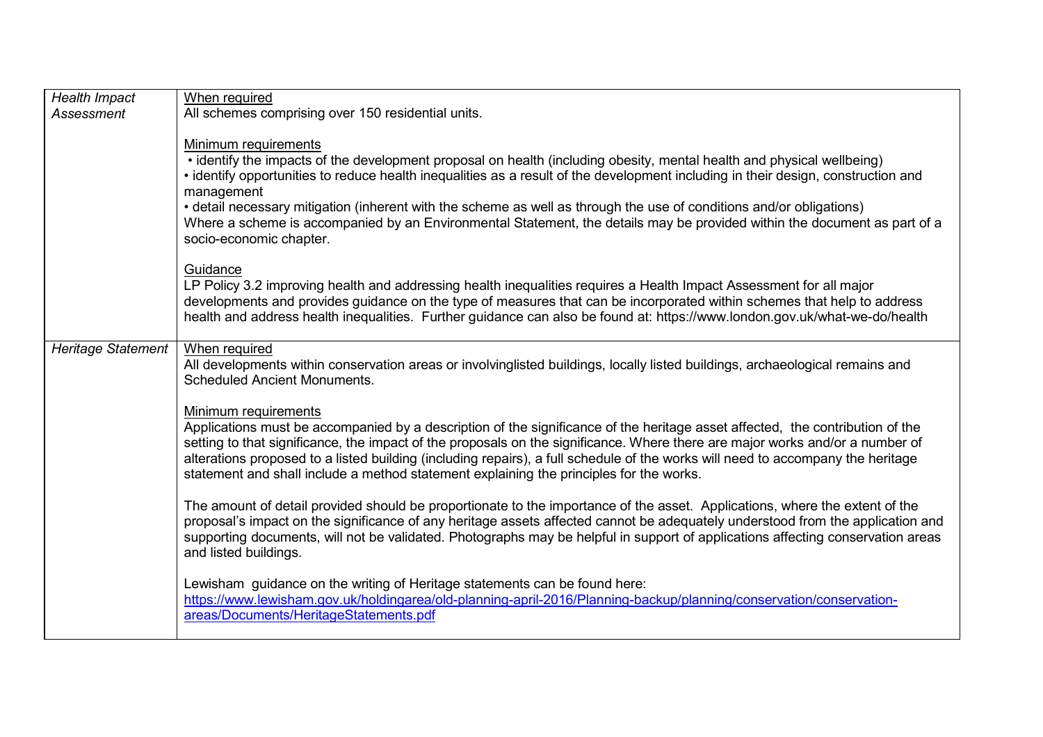| | |
|---|---|
| *Health Impact Assessment* | When required<br>All schemes comprising over 150 residential units.<br><br>Minimum requirements<br>• identify the impacts of the development proposal on health (including obesity, mental health and physical wellbeing)<br>• identify opportunities to reduce health inequalities as a result of the development including in their design, construction and management<br>• detail necessary mitigation (inherent with the scheme as well as through the use of conditions and/or obligations)<br>Where a scheme is accompanied by an Environmental Statement, the details may be provided within the document as part of a socio-economic chapter.<br><br>Guidance<br>LP Policy 3.2 improving health and addressing health inequalities requires a Health Impact Assessment for all major developments and provides guidance on the type of measures that can be incorporated within schemes that help to address health and address health inequalities. Further guidance can also be found at: https://www.london.gov.uk/what-we-do/health |
| *Heritage Statement* | When required<br>All developments within conservation areas or involvinglisted buildings, locally listed buildings, archaeological remains and Scheduled Ancient Monuments.<br><br>Minimum requirements<br>Applications must be accompanied by a description of the significance of the heritage asset affected, the contribution of the setting to that significance, the impact of the proposals on the significance. Where there are major works and/or a number of alterations proposed to a listed building (including repairs), a full schedule of the works will need to accompany the heritage statement and shall include a method statement explaining the principles for the works.<br><br>The amount of detail provided should be proportionate to the importance of the asset. Applications, where the extent of the proposal's impact on the significance of any heritage assets affected cannot be adequately understood from the application and supporting documents, will not be validated. Photographs may be helpful in support of applications affecting conservation areas and listed buildings.<br><br>Lewisham guidance on the writing of Heritage statements can be found here:<br>https://www.lewisham.gov.uk/holdingarea/old-planning-april-2016/Planning-backup/planning/conservation/conservation-areas/Documents/HeritageStatements.pdf |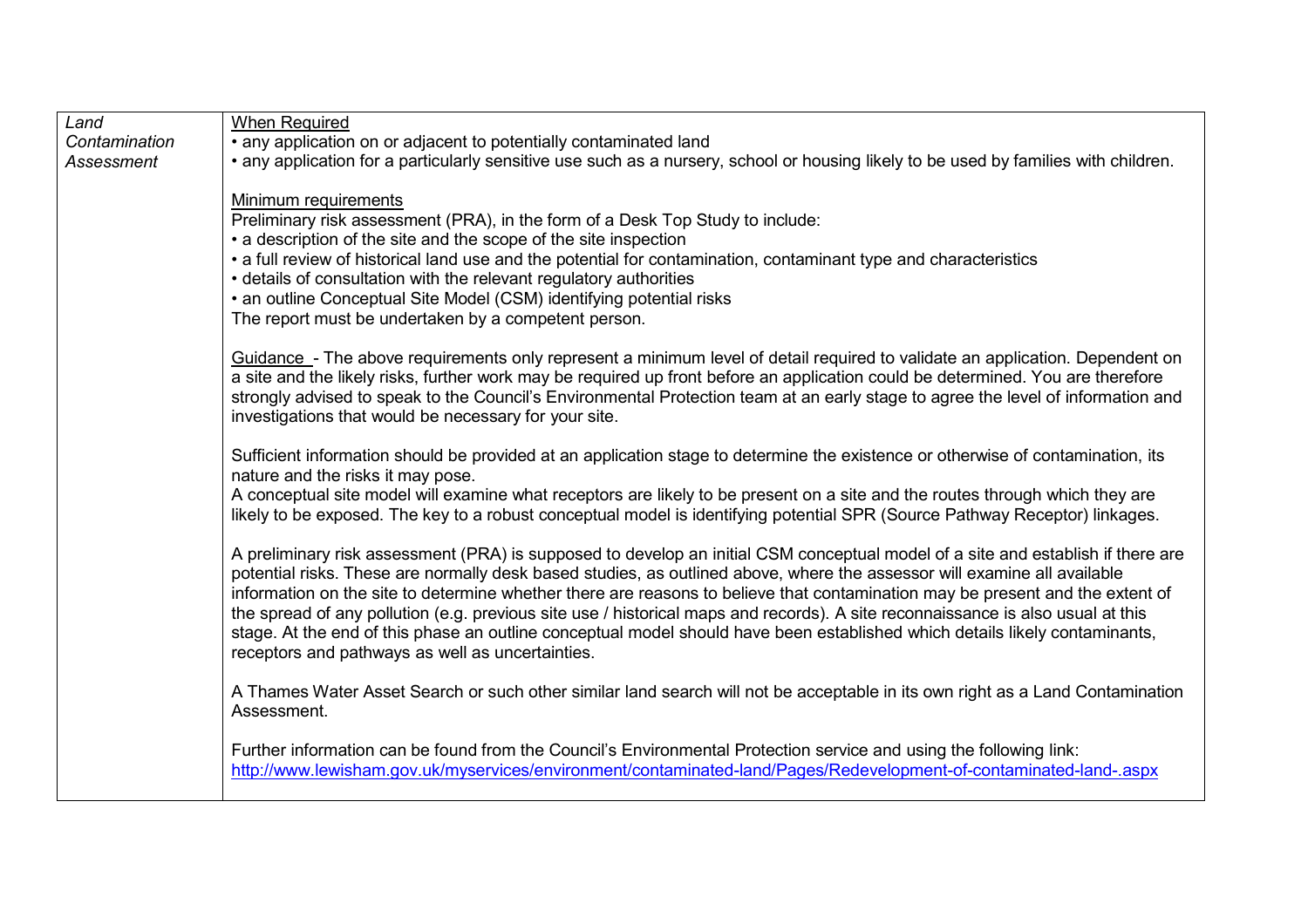| | |
|---|---|
| *Land Contamination Assessment* | <u>When Required</u><br>• any application on or adjacent to potentially contaminated land<br>• any application for a particularly sensitive use such as a nursery, school or housing likely to be used by families with children.<br><br><u>Minimum requirements</u><br>Preliminary risk assessment (PRA), in the form of a Desk Top Study to include:<br>• a description of the site and the scope of the site inspection<br>• a full review of historical land use and the potential for contamination, contaminant type and characteristics<br>• details of consultation with the relevant regulatory authorities<br>• an outline Conceptual Site Model (CSM) identifying potential risks<br>The report must be undertaken by a competent person.<br><br><u>Guidance</u> - The above requirements only represent a minimum level of detail required to validate an application. Dependent on a site and the likely risks, further work may be required up front before an application could be determined. You are therefore strongly advised to speak to the Council's Environmental Protection team at an early stage to agree the level of information and investigations that would be necessary for your site.<br><br>Sufficient information should be provided at an application stage to determine the existence or otherwise of contamination, its nature and the risks it may pose.<br>A conceptual site model will examine what receptors are likely to be present on a site and the routes through which they are likely to be exposed. The key to a robust conceptual model is identifying potential SPR (Source Pathway Receptor) linkages.<br><br>A preliminary risk assessment (PRA) is supposed to develop an initial CSM conceptual model of a site and establish if there are potential risks. These are normally desk based studies, as outlined above, where the assessor will examine all available information on the site to determine whether there are reasons to believe that contamination may be present and the extent of the spread of any pollution (e.g. previous site use / historical maps and records). A site reconnaissance is also usual at this stage. At the end of this phase an outline conceptual model should have been established which details likely contaminants, receptors and pathways as well as uncertainties.<br><br>A Thames Water Asset Search or such other similar land search will not be acceptable in its own right as a Land Contamination Assessment.<br><br>Further information can be found from the Council's Environmental Protection service and using the following link:<br>http://www.lewisham.gov.uk/myservices/environment/contaminated-land/Pages/Redevelopment-of-contaminated-land-.aspx |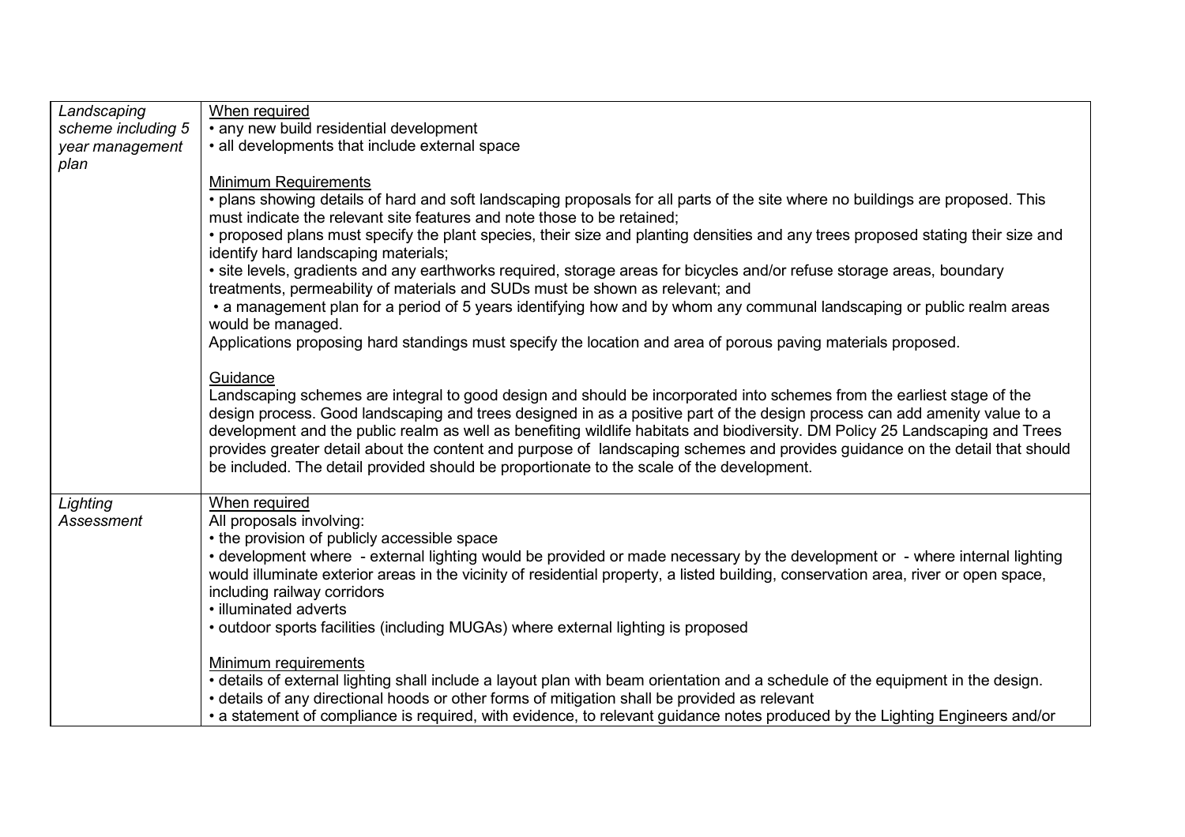| | |
|---|---|
| *Landscaping scheme including 5 year management plan* | When required<br>• any new build residential development<br>• all developments that include external space<br><br>Minimum Requirements<br>• plans showing details of hard and soft landscaping proposals for all parts of the site where no buildings are proposed. This must indicate the relevant site features and note those to be retained;<br>• proposed plans must specify the plant species, their size and planting densities and any trees proposed stating their size and identify hard landscaping materials;<br>• site levels, gradients and any earthworks required, storage areas for bicycles and/or refuse storage areas, boundary treatments, permeability of materials and SUDs must be shown as relevant; and<br>• a management plan for a period of 5 years identifying how and by whom any communal landscaping or public realm areas would be managed.<br>Applications proposing hard standings must specify the location and area of porous paving materials proposed.<br><br>Guidance<br>Landscaping schemes are integral to good design and should be incorporated into schemes from the earliest stage of the design process. Good landscaping and trees designed in as a positive part of the design process can add amenity value to a development and the public realm as well as benefiting wildlife habitats and biodiversity. DM Policy 25 Landscaping and Trees provides greater detail about the content and purpose of landscaping schemes and provides guidance on the detail that should be included. The detail provided should be proportionate to the scale of the development. |
| *Lighting Assessment* | When required<br>All proposals involving:<br>• the provision of publicly accessible space<br>• development where - external lighting would be provided or made necessary by the development or - where internal lighting would illuminate exterior areas in the vicinity of residential property, a listed building, conservation area, river or open space, including railway corridors<br>• illuminated adverts<br>• outdoor sports facilities (including MUGAs) where external lighting is proposed<br><br>Minimum requirements<br>• details of external lighting shall include a layout plan with beam orientation and a schedule of the equipment in the design.<br>• details of any directional hoods or other forms of mitigation shall be provided as relevant<br>• a statement of compliance is required, with evidence, to relevant guidance notes produced by the Lighting Engineers and/or |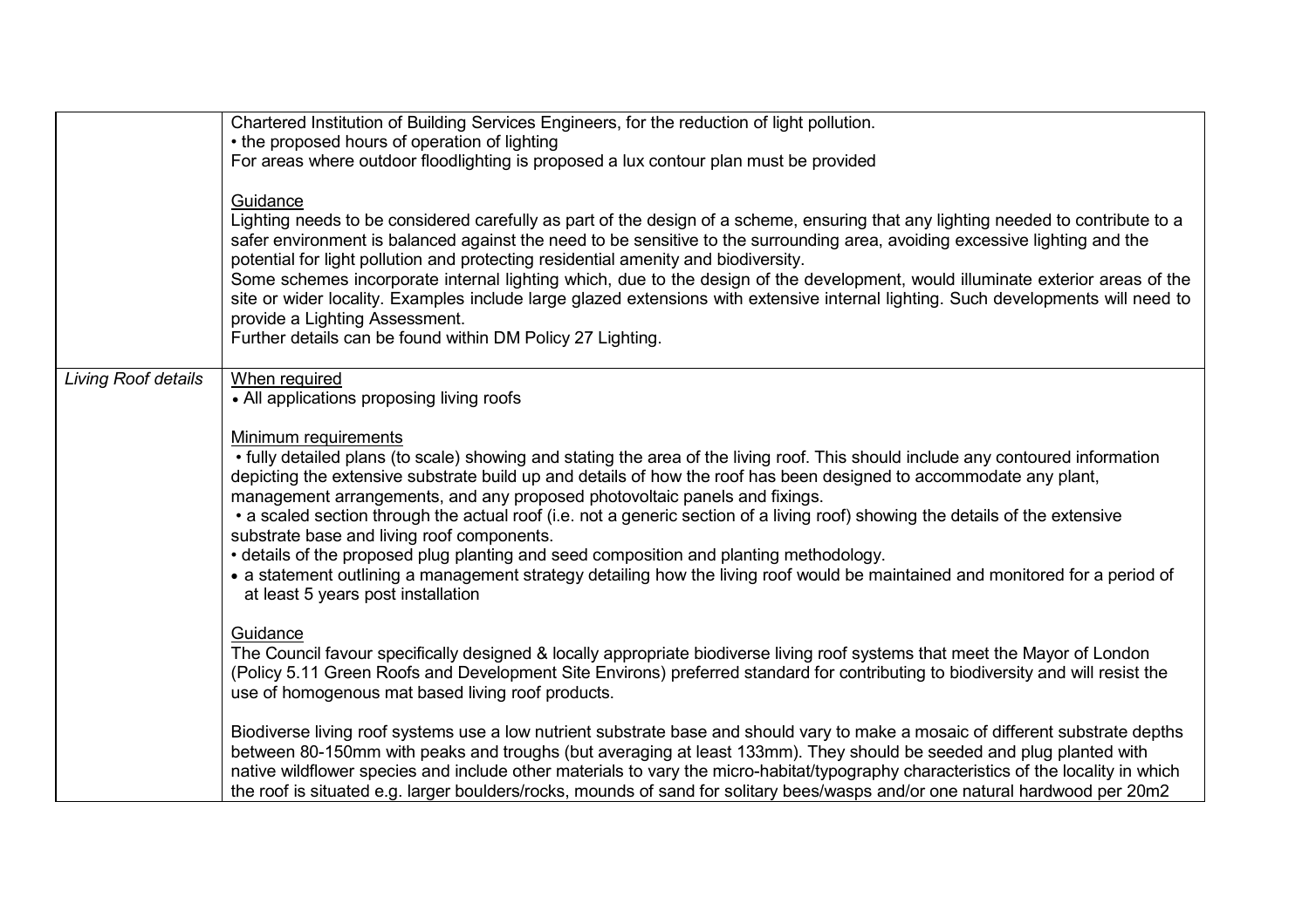| | |
|---|---|
| | Chartered Institution of Building Services Engineers, for the reduction of light pollution.<br>• the proposed hours of operation of lighting<br>For areas where outdoor floodlighting is proposed a lux contour plan must be provided<br><br><u>Guidance</u><br>Lighting needs to be considered carefully as part of the design of a scheme, ensuring that any lighting needed to contribute to a safer environment is balanced against the need to be sensitive to the surrounding area, avoiding excessive lighting and the potential for light pollution and protecting residential amenity and biodiversity.<br>Some schemes incorporate internal lighting which, due to the design of the development, would illuminate exterior areas of the site or wider locality. Examples include large glazed extensions with extensive internal lighting. Such developments will need to provide a Lighting Assessment.<br>Further details can be found within DM Policy 27 Lighting. |
| *Living Roof details* | <u>When required</u><br>• All applications proposing living roofs<br><br><u>Minimum requirements</u><br>• fully detailed plans (to scale) showing and stating the area of the living roof. This should include any contoured information depicting the extensive substrate build up and details of how the roof has been designed to accommodate any plant, management arrangements, and any proposed photovoltaic panels and fixings.<br>• a scaled section through the actual roof (i.e. not a generic section of a living roof) showing the details of the extensive substrate base and living roof components.<br>• details of the proposed plug planting and seed composition and planting methodology.<br>• a statement outlining a management strategy detailing how the living roof would be maintained and monitored for a period of at least 5 years post installation<br><br><u>Guidance</u><br>The Council favour specifically designed & locally appropriate biodiverse living roof systems that meet the Mayor of London (Policy 5.11 Green Roofs and Development Site Environs) preferred standard for contributing to biodiversity and will resist the use of homogenous mat based living roof products.<br><br>Biodiverse living roof systems use a low nutrient substrate base and should vary to make a mosaic of different substrate depths between 80-150mm with peaks and troughs (but averaging at least 133mm). They should be seeded and plug planted with native wildflower species and include other materials to vary the micro-habitat/typography characteristics of the locality in which the roof is situated e.g. larger boulders/rocks, mounds of sand for solitary bees/wasps and/or one natural hardwood per 20m2 |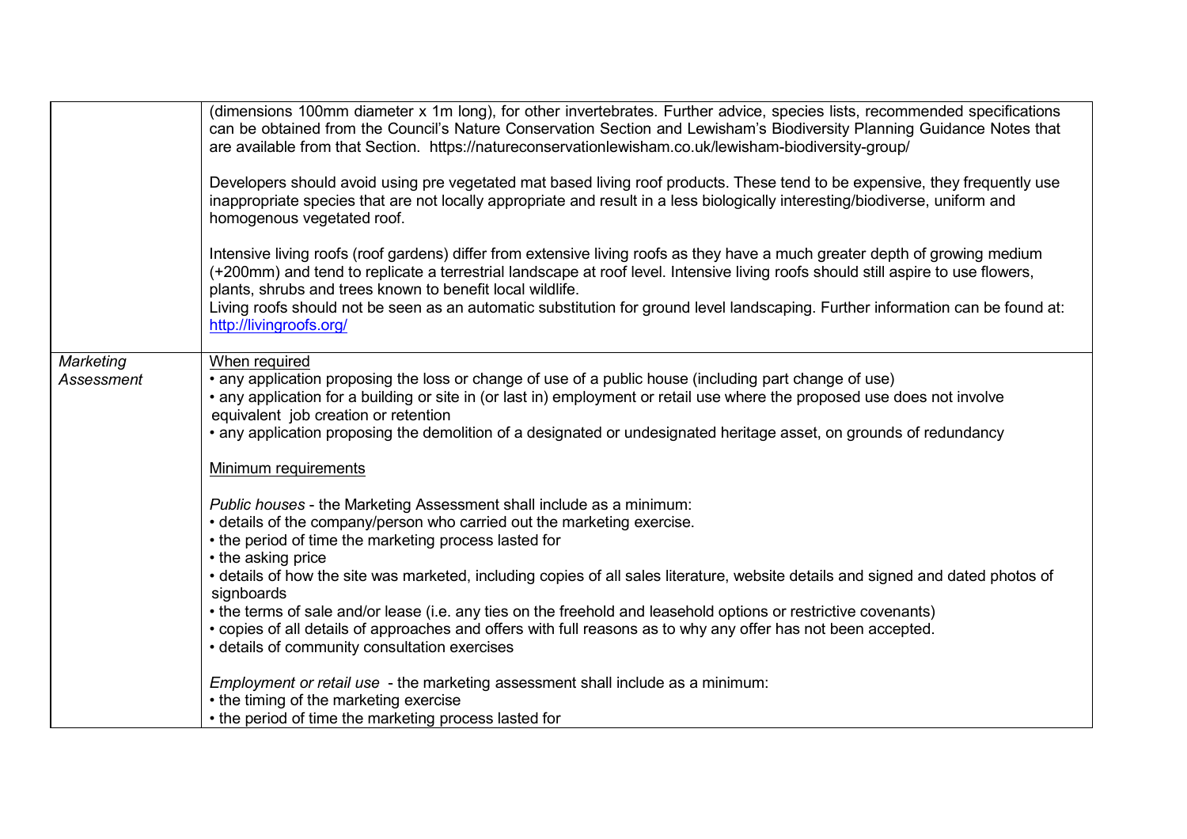| | |
|---|---|
| | (dimensions 100mm diameter x 1m long), for other invertebrates. Further advice, species lists, recommended specifications can be obtained from the Council's Nature Conservation Section and Lewisham's Biodiversity Planning Guidance Notes that are available from that Section. https://natureconservationlewisham.co.uk/lewisham-biodiversity-group/<br><br>Developers should avoid using pre vegetated mat based living roof products. These tend to be expensive, they frequently use inappropriate species that are not locally appropriate and result in a less biologically interesting/biodiverse, uniform and homogenous vegetated roof.<br><br>Intensive living roofs (roof gardens) differ from extensive living roofs as they have a much greater depth of growing medium (+200mm) and tend to replicate a terrestrial landscape at roof level. Intensive living roofs should still aspire to use flowers, plants, shrubs and trees known to benefit local wildlife.<br>Living roofs should not be seen as an automatic substitution for ground level landscaping. Further information can be found at: http://livingroofs.org/ |
| *Marketing Assessment* | When required<br>• any application proposing the loss or change of use of a public house (including part change of use)<br>• any application for a building or site in (or last in) employment or retail use where the proposed use does not involve equivalent job creation or retention<br>• any application proposing the demolition of a designated or undesignated heritage asset, on grounds of redundancy<br><br>Minimum requirements<br><br>*Public houses* - the Marketing Assessment shall include as a minimum:<br>• details of the company/person who carried out the marketing exercise.<br>• the period of time the marketing process lasted for<br>• the asking price<br>• details of how the site was marketed, including copies of all sales literature, website details and signed and dated photos of signboards<br>• the terms of sale and/or lease (i.e. any ties on the freehold and leasehold options or restrictive covenants)<br>• copies of all details of approaches and offers with full reasons as to why any offer has not been accepted.<br>• details of community consultation exercises<br><br>*Employment or retail use* - the marketing assessment shall include as a minimum:<br>• the timing of the marketing exercise<br>• the period of time the marketing process lasted for |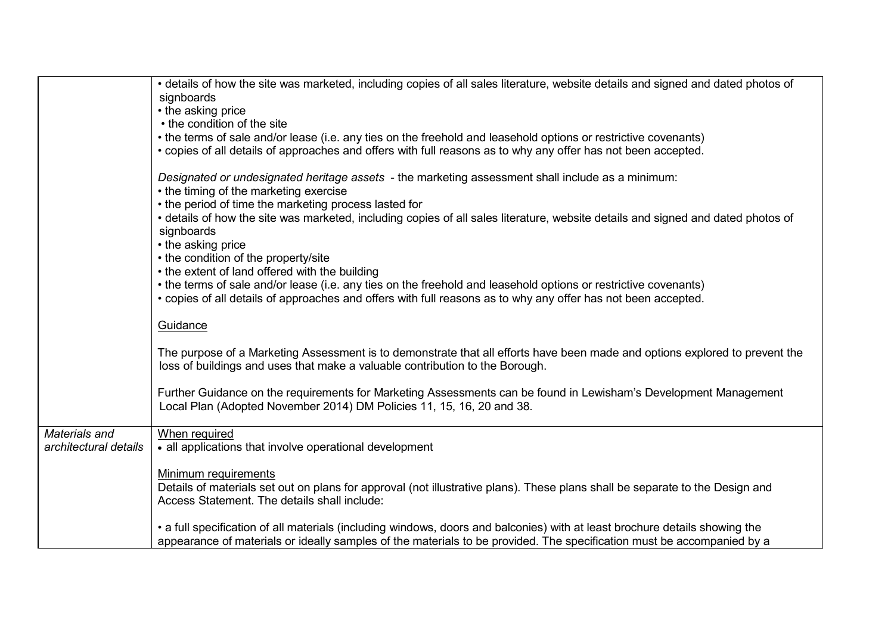| | |
|---|---|
| | • details of how the site was marketed, including copies of all sales literature, website details and signed and dated photos of signboards<br>• the asking price<br>• the condition of the site<br>• the terms of sale and/or lease (i.e. any ties on the freehold and leasehold options or restrictive covenants)<br>• copies of all details of approaches and offers with full reasons as to why any offer has not been accepted.<br><br>*Designated or undesignated heritage assets* - the marketing assessment shall include as a minimum:<br>• the timing of the marketing exercise<br>• the period of time the marketing process lasted for<br>• details of how the site was marketed, including copies of all sales literature, website details and signed and dated photos of signboards<br>• the asking price<br>• the condition of the property/site<br>• the extent of land offered with the building<br>• the terms of sale and/or lease (i.e. any ties on the freehold and leasehold options or restrictive covenants)<br>• copies of all details of approaches and offers with full reasons as to why any offer has not been accepted.<br><br><u>Guidance</u><br><br>The purpose of a Marketing Assessment is to demonstrate that all efforts have been made and options explored to prevent the loss of buildings and uses that make a valuable contribution to the Borough.<br><br>Further Guidance on the requirements for Marketing Assessments can be found in Lewisham's Development Management Local Plan (Adopted November 2014) DM Policies 11, 15, 16, 20 and 38. |
| *Materials and architectural details* | <u>When required</u><br>• all applications that involve operational development<br><br><u>Minimum requirements</u><br>Details of materials set out on plans for approval (not illustrative plans). These plans shall be separate to the Design and Access Statement. The details shall include:<br><br>• a full specification of all materials (including windows, doors and balconies) with at least brochure details showing the appearance of materials or ideally samples of the materials to be provided. The specification must be accompanied by a |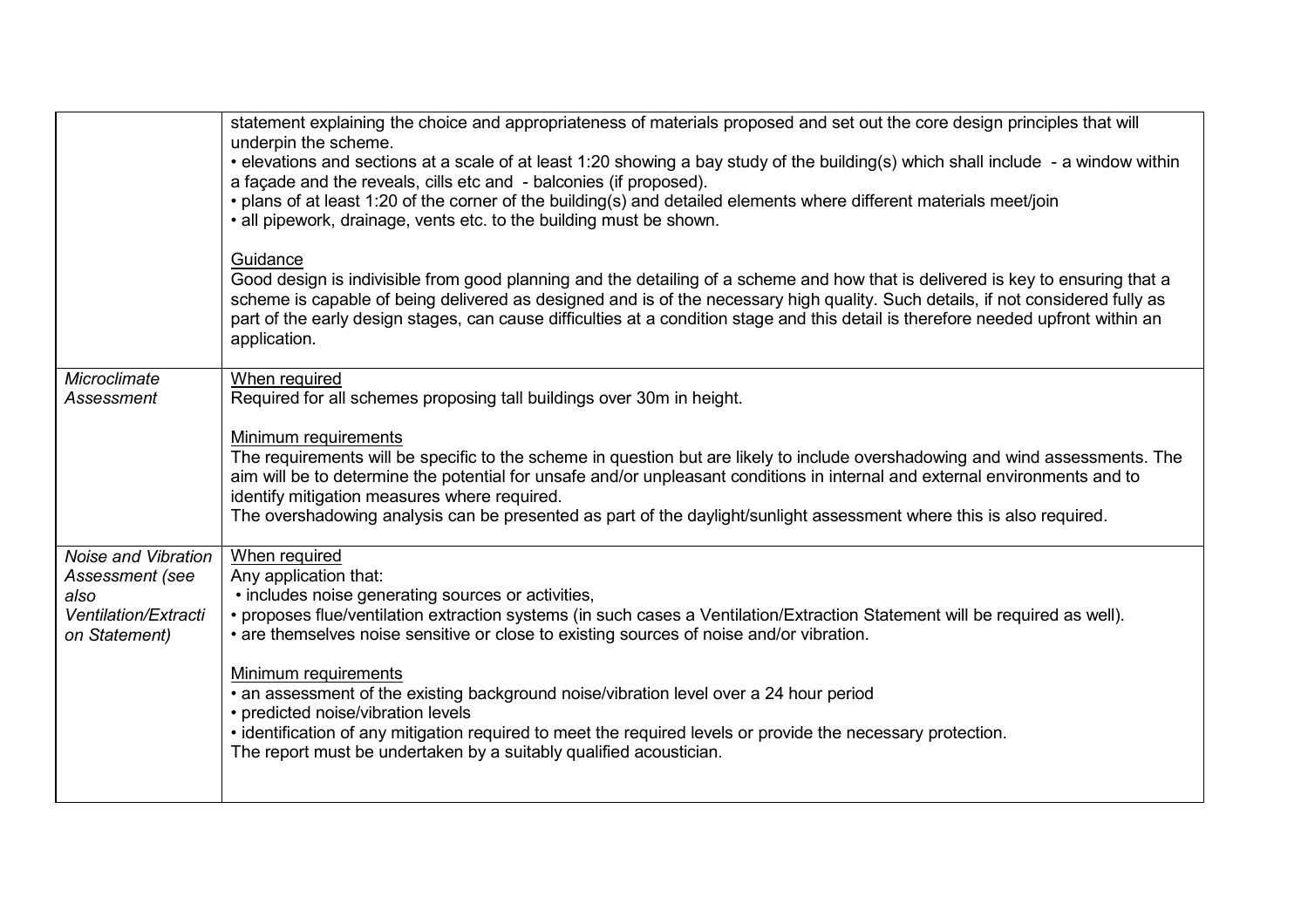| | |
|---|---|
| | statement explaining the choice and appropriateness of materials proposed and set out the core design principles that will underpin the scheme.<br>• elevations and sections at a scale of at least 1:20 showing a bay study of the building(s) which shall include - a window within a façade and the reveals, cills etc and - balconies (if proposed).<br>• plans of at least 1:20 of the corner of the building(s) and detailed elements where different materials meet/join<br>• all pipework, drainage, vents etc. to the building must be shown.<br><br><u>Guidance</u><br>Good design is indivisible from good planning and the detailing of a scheme and how that is delivered is key to ensuring that a scheme is capable of being delivered as designed and is of the necessary high quality. Such details, if not considered fully as part of the early design stages, can cause difficulties at a condition stage and this detail is therefore needed upfront within an application. |
| *Microclimate Assessment* | <u>When required</u><br>Required for all schemes proposing tall buildings over 30m in height.<br><br><u>Minimum requirements</u><br>The requirements will be specific to the scheme in question but are likely to include overshadowing and wind assessments. The aim will be to determine the potential for unsafe and/or unpleasant conditions in internal and external environments and to identify mitigation measures where required.<br>The overshadowing analysis can be presented as part of the daylight/sunlight assessment where this is also required. |
| *Noise and Vibration Assessment (see also Ventilation/Extraction Statement)* | <u>When required</u><br>Any application that:<br>• includes noise generating sources or activities,<br>• proposes flue/ventilation extraction systems (in such cases a Ventilation/Extraction Statement will be required as well).<br>• are themselves noise sensitive or close to existing sources of noise and/or vibration.<br><br><u>Minimum requirements</u><br>• an assessment of the existing background noise/vibration level over a 24 hour period<br>• predicted noise/vibration levels<br>• identification of any mitigation required to meet the required levels or provide the necessary protection.<br>The report must be undertaken by a suitably qualified acoustician. |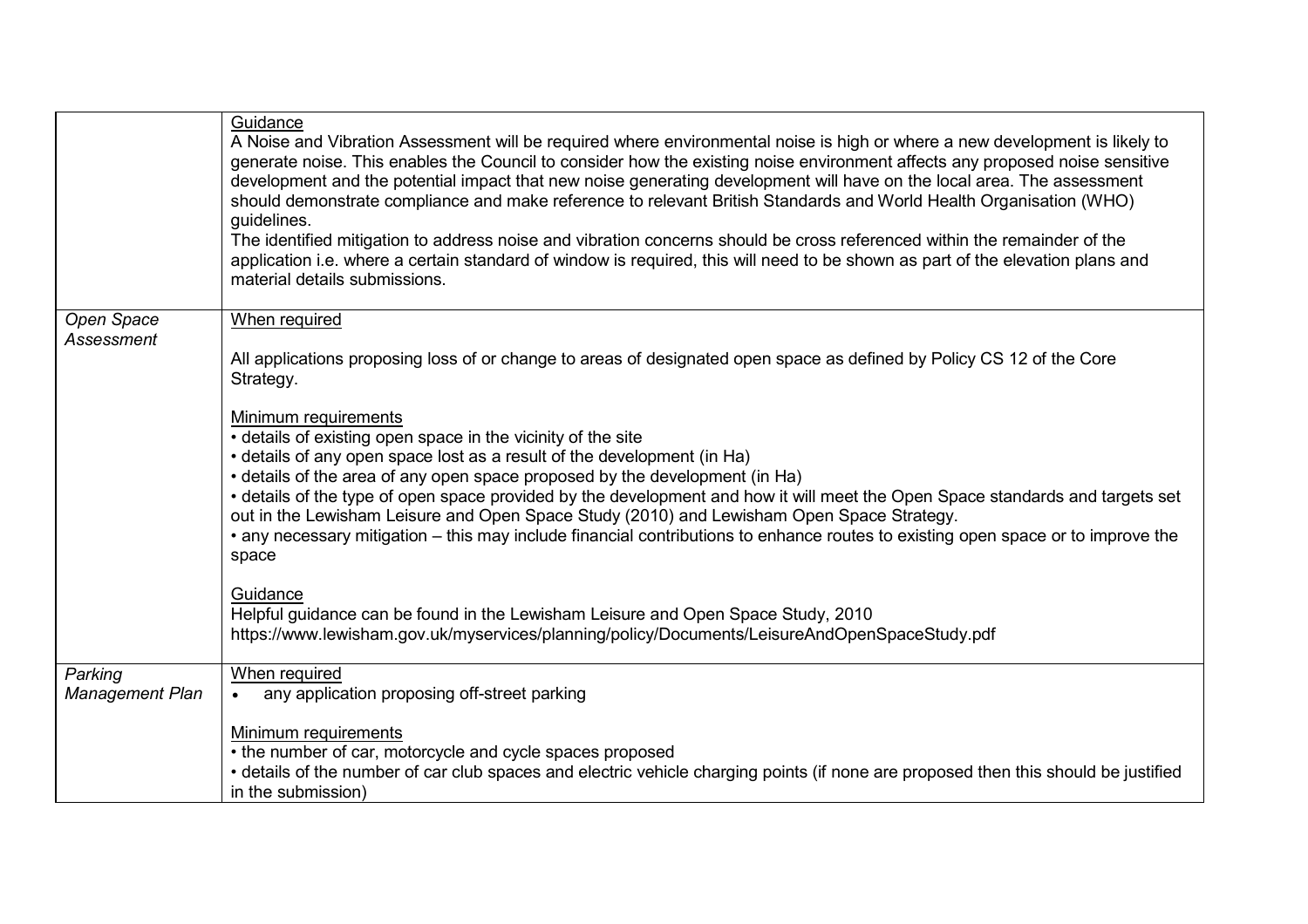| | |
|---|---|
| | <u>Guidance</u><br>A Noise and Vibration Assessment will be required where environmental noise is high or where a new development is likely to generate noise. This enables the Council to consider how the existing noise environment affects any proposed noise sensitive development and the potential impact that new noise generating development will have on the local area. The assessment should demonstrate compliance and make reference to relevant British Standards and World Health Organisation (WHO) guidelines.<br>The identified mitigation to address noise and vibration concerns should be cross referenced within the remainder of the application i.e. where a certain standard of window is required, this will need to be shown as part of the elevation plans and material details submissions. |
| *Open Space Assessment* | <u>When required</u><br><br>All applications proposing loss of or change to areas of designated open space as defined by Policy CS 12 of the Core Strategy.<br><br><u>Minimum requirements</u><br>• details of existing open space in the vicinity of the site<br>• details of any open space lost as a result of the development (in Ha)<br>• details of the area of any open space proposed by the development (in Ha)<br>• details of the type of open space provided by the development and how it will meet the Open Space standards and targets set out in the Lewisham Leisure and Open Space Study (2010) and Lewisham Open Space Strategy.<br>• any necessary mitigation – this may include financial contributions to enhance routes to existing open space or to improve the space<br><br><u>Guidance</u><br>Helpful guidance can be found in the Lewisham Leisure and Open Space Study, 2010<br>https://www.lewisham.gov.uk/myservices/planning/policy/Documents/LeisureAndOpenSpaceStudy.pdf |
| *Parking Management Plan* | <u>When required</u><br>• any application proposing off-street parking<br><br><u>Minimum requirements</u><br>• the number of car, motorcycle and cycle spaces proposed<br>• details of the number of car club spaces and electric vehicle charging points (if none are proposed then this should be justified in the submission) |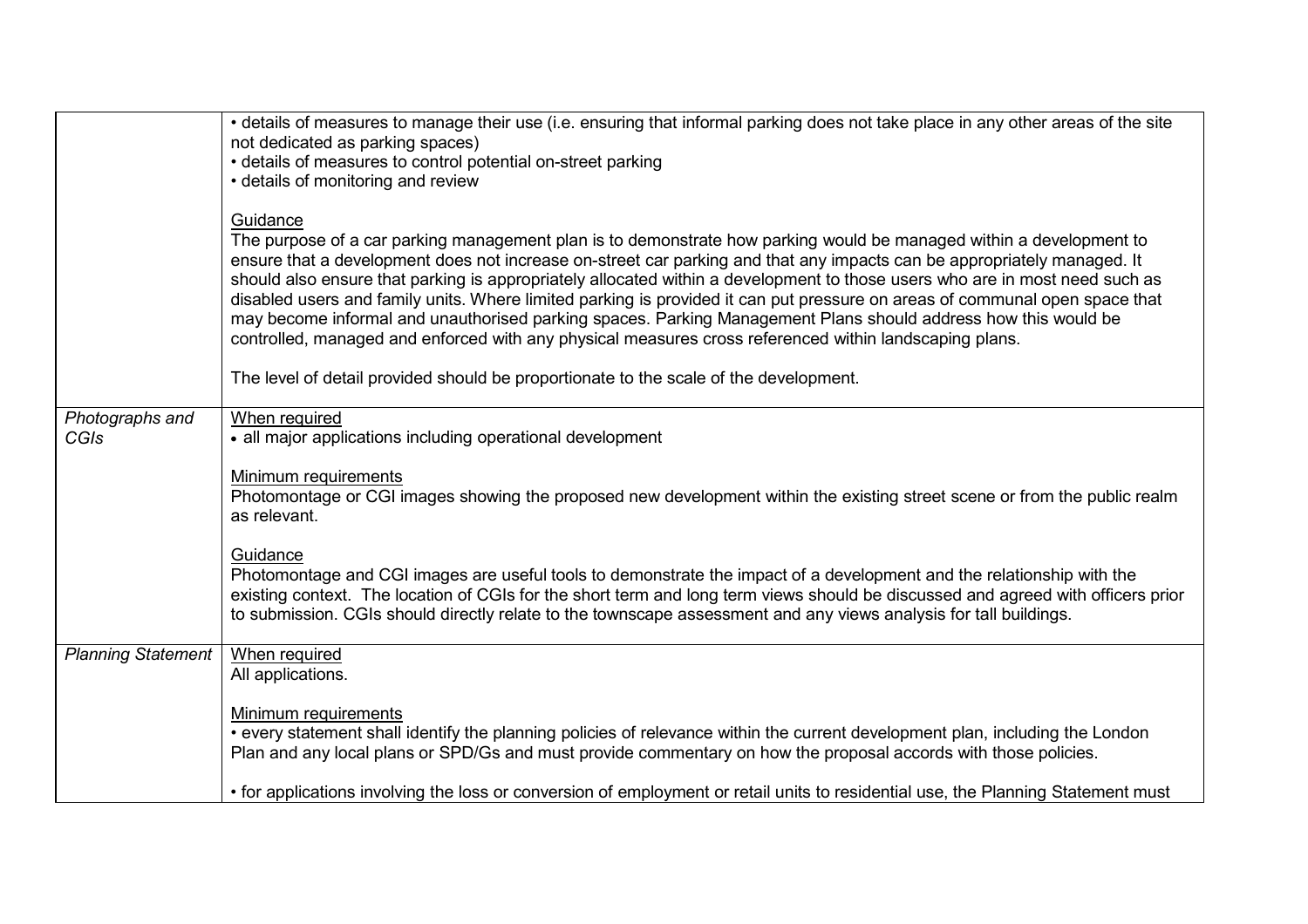| | |
|---|---|
| | • details of measures to manage their use (i.e. ensuring that informal parking does not take place in any other areas of the site not dedicated as parking spaces)<br>• details of measures to control potential on-street parking<br>• details of monitoring and review<br><br><u>Guidance</u><br>The purpose of a car parking management plan is to demonstrate how parking would be managed within a development to ensure that a development does not increase on-street car parking and that any impacts can be appropriately managed. It should also ensure that parking is appropriately allocated within a development to those users who are in most need such as disabled users and family units. Where limited parking is provided it can put pressure on areas of communal open space that may become informal and unauthorised parking spaces. Parking Management Plans should address how this would be controlled, managed and enforced with any physical measures cross referenced within landscaping plans.<br><br>The level of detail provided should be proportionate to the scale of the development. |
| *Photographs and CGIs* | <u>When required</u><br>• all major applications including operational development<br><br><u>Minimum requirements</u><br>Photomontage or CGI images showing the proposed new development within the existing street scene or from the public realm as relevant.<br><br><u>Guidance</u><br>Photomontage and CGI images are useful tools to demonstrate the impact of a development and the relationship with the existing context. The location of CGIs for the short term and long term views should be discussed and agreed with officers prior to submission. CGIs should directly relate to the townscape assessment and any views analysis for tall buildings. |
| *Planning Statement* | <u>When required</u><br>All applications.<br><br><u>Minimum requirements</u><br>• every statement shall identify the planning policies of relevance within the current development plan, including the London Plan and any local plans or SPD/Gs and must provide commentary on how the proposal accords with those policies.<br><br>• for applications involving the loss or conversion of employment or retail units to residential use, the Planning Statement must |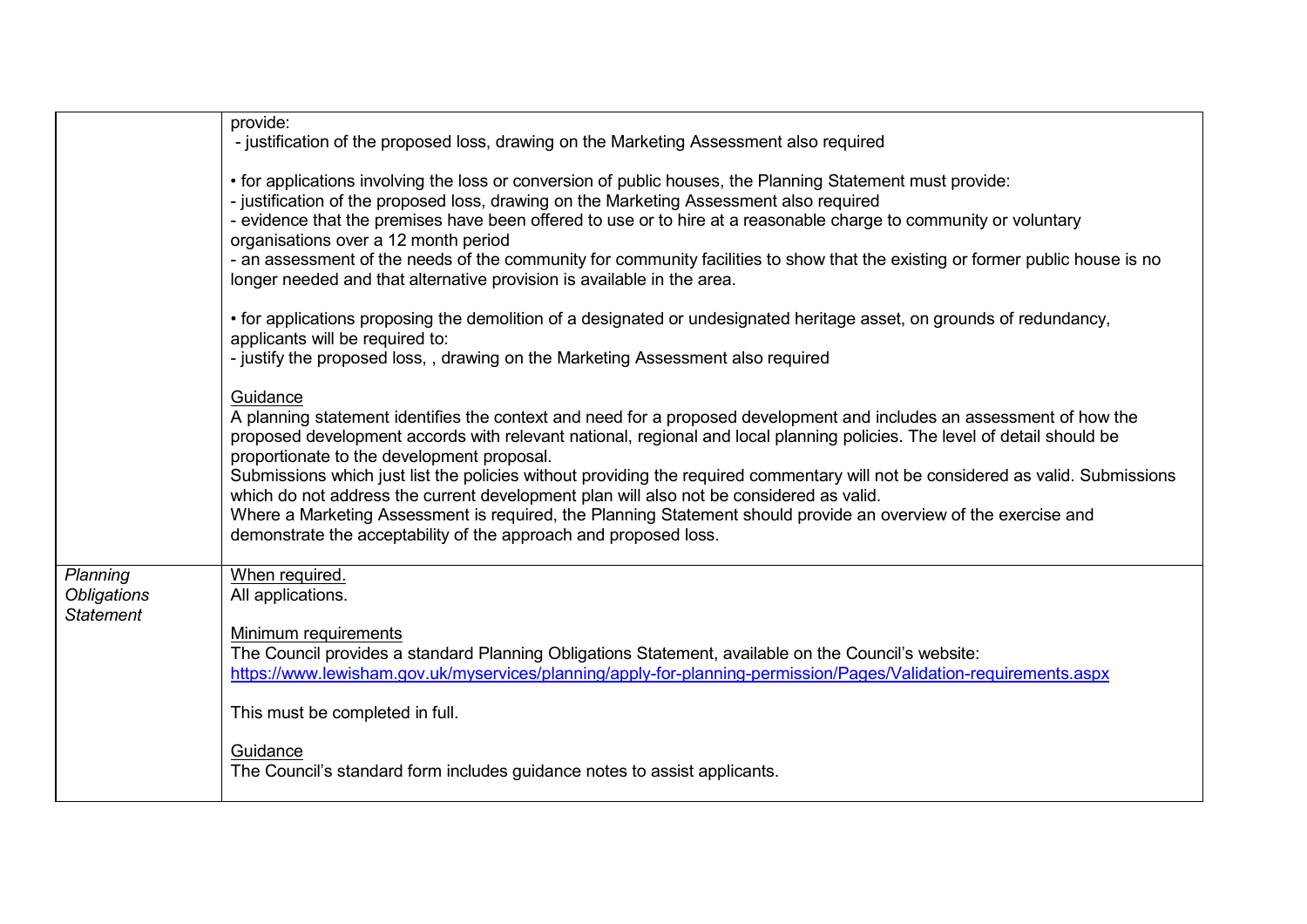| | |
|---|---|
| | provide:<br>- justification of the proposed loss, drawing on the Marketing Assessment also required<br><br>• for applications involving the loss or conversion of public houses, the Planning Statement must provide:<br>- justification of the proposed loss, drawing on the Marketing Assessment also required<br>- evidence that the premises have been offered to use or to hire at a reasonable charge to community or voluntary organisations over a 12 month period<br>- an assessment of the needs of the community for community facilities to show that the existing or former public house is no longer needed and that alternative provision is available in the area.<br><br>• for applications proposing the demolition of a designated or undesignated heritage asset, on grounds of redundancy, applicants will be required to:<br>- justify the proposed loss, , drawing on the Marketing Assessment also required<br><br><u>Guidance</u><br>A planning statement identifies the context and need for a proposed development and includes an assessment of how the proposed development accords with relevant national, regional and local planning policies. The level of detail should be proportionate to the development proposal.<br>Submissions which just list the policies without providing the required commentary will not be considered as valid. Submissions which do not address the current development plan will also not be considered as valid.<br>Where a Marketing Assessment is required, the Planning Statement should provide an overview of the exercise and demonstrate the acceptability of the approach and proposed loss. |
| *Planning Obligations Statement* | <u>When required.</u><br>All applications.<br><br><u>Minimum requirements</u><br>The Council provides a standard Planning Obligations Statement, available on the Council's website:<br>https://www.lewisham.gov.uk/myservices/planning/apply-for-planning-permission/Pages/Validation-requirements.aspx<br><br>This must be completed in full.<br><br><u>Guidance</u><br>The Council's standard form includes guidance notes to assist applicants. |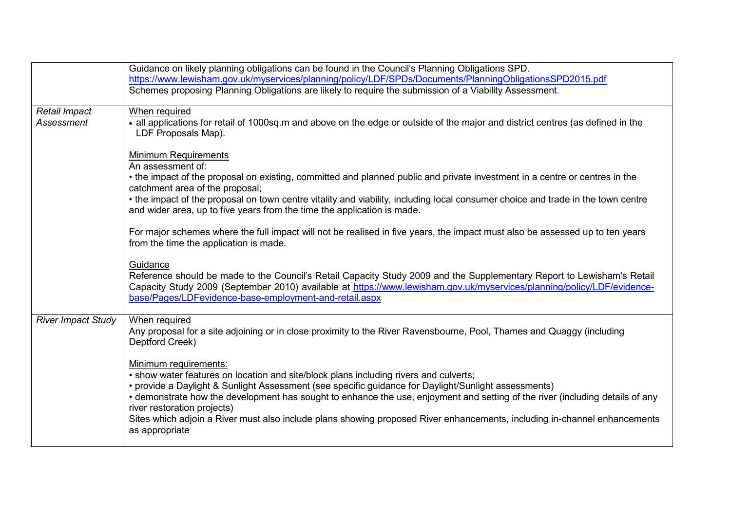| | |
|---|---|
| | Guidance on likely planning obligations can be found in the Council's Planning Obligations SPD.<br>https://www.lewisham.gov.uk/myservices/planning/policy/LDF/SPDs/Documents/PlanningObligationsSPD2015.pdf<br>Schemes proposing Planning Obligations are likely to require the submission of a Viability Assessment. |
| *Retail Impact Assessment* | <u>When required</u><br>• all applications for retail of 1000sq.m and above on the edge or outside of the major and district centres (as defined in the LDF Proposals Map).<br><br><u>Minimum Requirements</u><br>An assessment of:<br>• the impact of the proposal on existing, committed and planned public and private investment in a centre or centres in the catchment area of the proposal;<br>• the impact of the proposal on town centre vitality and viability, including local consumer choice and trade in the town centre and wider area, up to five years from the time the application is made.<br><br>For major schemes where the full impact will not be realised in five years, the impact must also be assessed up to ten years from the time the application is made.<br><br><u>Guidance</u><br>Reference should be made to the Council's Retail Capacity Study 2009 and the Supplementary Report to Lewisham's Retail Capacity Study 2009 (September 2010) available at https://www.lewisham.gov.uk/myservices/planning/policy/LDF/evidence-base/Pages/LDFevidence-base-employment-and-retail.aspx |
| *River Impact Study* | <u>When required</u><br>Any proposal for a site adjoining or in close proximity to the River Ravensbourne, Pool, Thames and Quaggy (including Deptford Creek)<br><br><u>Minimum requirements:</u><br>• show water features on location and site/block plans including rivers and culverts;<br>• provide a Daylight & Sunlight Assessment (see specific guidance for Daylight/Sunlight assessments)<br>• demonstrate how the development has sought to enhance the use, enjoyment and setting of the river (including details of any river restoration projects)<br>Sites which adjoin a River must also include plans showing proposed River enhancements, including in-channel enhancements as appropriate |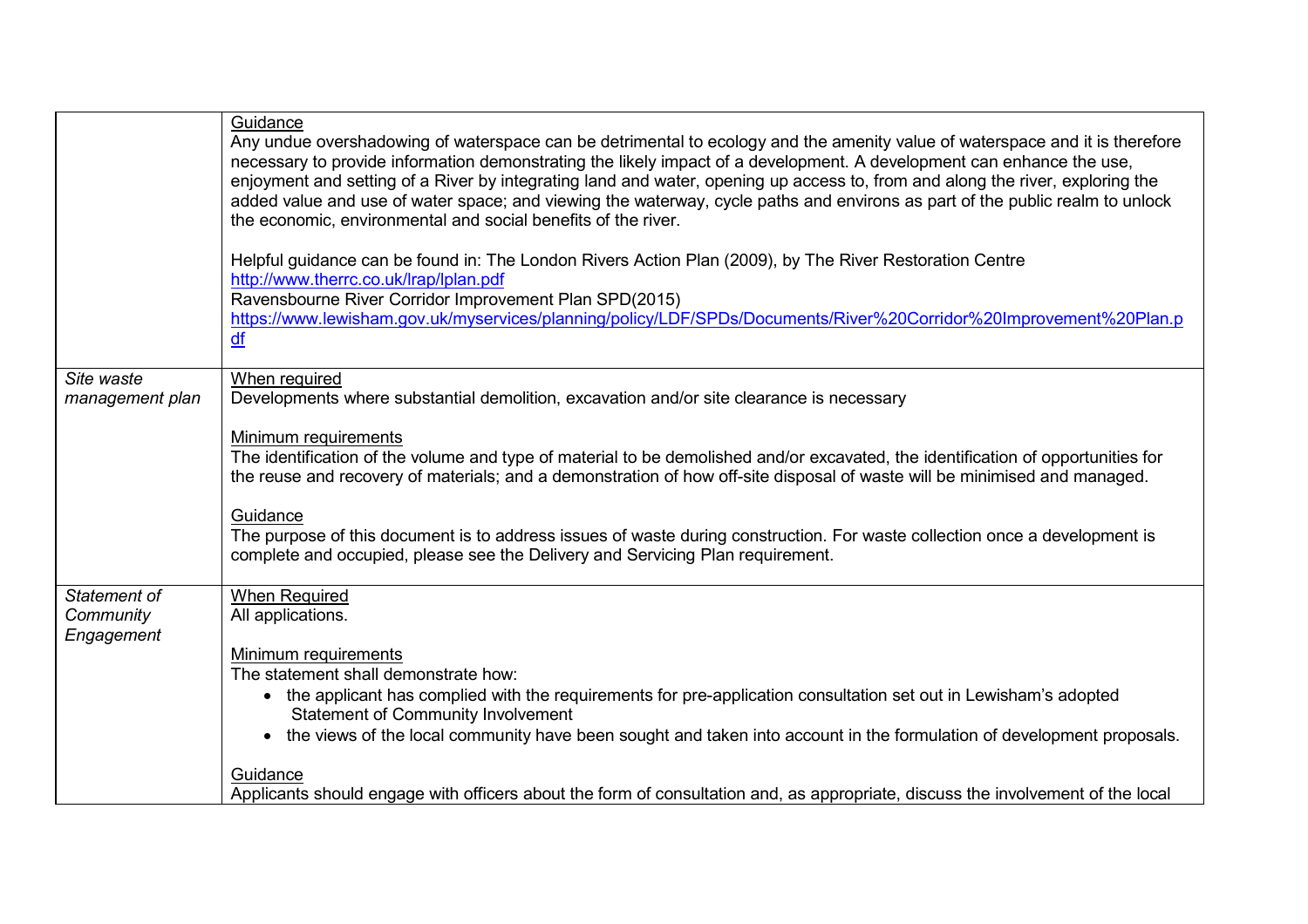| | |
|---|---|
| | Guidance<br>Any undue overshadowing of waterspace can be detrimental to ecology and the amenity value of waterspace and it is therefore necessary to provide information demonstrating the likely impact of a development. A development can enhance the use, enjoyment and setting of a River by integrating land and water, opening up access to, from and along the river, exploring the added value and use of water space; and viewing the waterway, cycle paths and environs as part of the public realm to unlock the economic, environmental and social benefits of the river.<br><br>Helpful guidance can be found in: The London Rivers Action Plan (2009), by The River Restoration Centre<br>http://www.therrc.co.uk/lrap/lplan.pdf<br>Ravensbourne River Corridor Improvement Plan SPD(2015)<br>https://www.lewisham.gov.uk/myservices/planning/policy/LDF/SPDs/Documents/River%20Corridor%20Improvement%20Plan.pdf |
| *Site waste management plan* | When required<br>Developments where substantial demolition, excavation and/or site clearance is necessary<br><br>Minimum requirements<br>The identification of the volume and type of material to be demolished and/or excavated, the identification of opportunities for the reuse and recovery of materials; and a demonstration of how off-site disposal of waste will be minimised and managed.<br><br>Guidance<br>The purpose of this document is to address issues of waste during construction. For waste collection once a development is complete and occupied, please see the Delivery and Servicing Plan requirement. |
| *Statement of Community Engagement* | When Required<br>All applications.<br><br>Minimum requirements<br>The statement shall demonstrate how:<br>• the applicant has complied with the requirements for pre-application consultation set out in Lewisham's adopted Statement of Community Involvement<br>• the views of the local community have been sought and taken into account in the formulation of development proposals.<br><br>Guidance<br>Applicants should engage with officers about the form of consultation and, as appropriate, discuss the involvement of the local |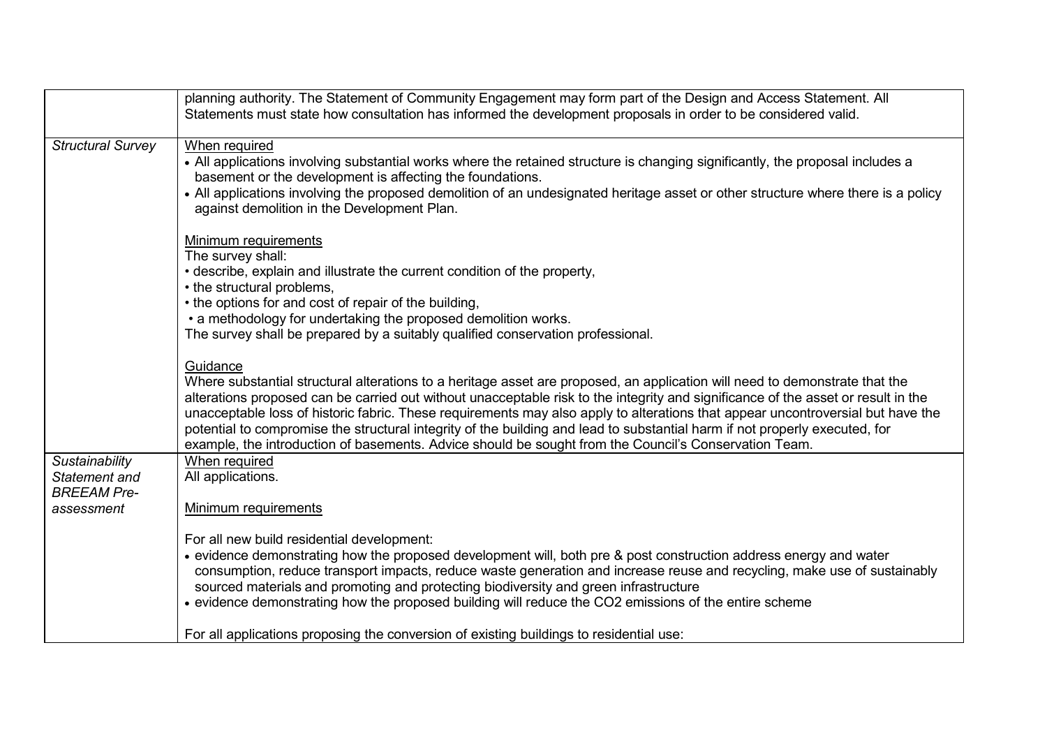| | |
|---|---|
| | planning authority. The Statement of Community Engagement may form part of the Design and Access Statement. All Statements must state how consultation has informed the development proposals in order to be considered valid. |
| *Structural Survey* | When required<br>• All applications involving substantial works where the retained structure is changing significantly, the proposal includes a basement or the development is affecting the foundations.<br>• All applications involving the proposed demolition of an undesignated heritage asset or other structure where there is a policy against demolition in the Development Plan.<br><br>Minimum requirements<br>The survey shall:<br>• describe, explain and illustrate the current condition of the property,<br>• the structural problems,<br>• the options for and cost of repair of the building,<br>• a methodology for undertaking the proposed demolition works.<br>The survey shall be prepared by a suitably qualified conservation professional.<br><br>Guidance<br>Where substantial structural alterations to a heritage asset are proposed, an application will need to demonstrate that the alterations proposed can be carried out without unacceptable risk to the integrity and significance of the asset or result in the unacceptable loss of historic fabric. These requirements may also apply to alterations that appear uncontroversial but have the potential to compromise the structural integrity of the building and lead to substantial harm if not properly executed, for example, the introduction of basements. Advice should be sought from the Council's Conservation Team. |
| *Sustainability Statement and BREEAM Pre-assessment* | When required<br>All applications.<br><br>Minimum requirements<br><br>For all new build residential development:<br>• evidence demonstrating how the proposed development will, both pre & post construction address energy and water consumption, reduce transport impacts, reduce waste generation and increase reuse and recycling, make use of sustainably sourced materials and promoting and protecting biodiversity and green infrastructure<br>• evidence demonstrating how the proposed building will reduce the $CO_2$ emissions of the entire scheme<br><br>For all applications proposing the conversion of existing buildings to residential use: |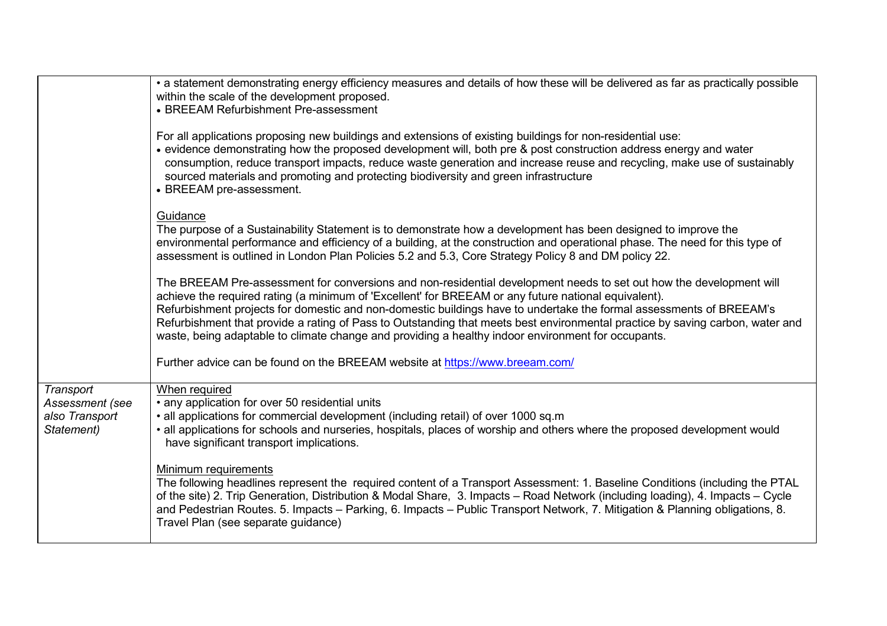| | |
|---|---|
| | • a statement demonstrating energy efficiency measures and details of how these will be delivered as far as practically possible within the scale of the development proposed.<br>• BREEAM Refurbishment Pre-assessment<br><br>For all applications proposing new buildings and extensions of existing buildings for non-residential use:<br>• evidence demonstrating how the proposed development will, both pre & post construction address energy and water consumption, reduce transport impacts, reduce waste generation and increase reuse and recycling, make use of sustainably sourced materials and promoting and protecting biodiversity and green infrastructure<br>• BREEAM pre-assessment.<br><br>Guidance<br>The purpose of a Sustainability Statement is to demonstrate how a development has been designed to improve the environmental performance and efficiency of a building, at the construction and operational phase. The need for this type of assessment is outlined in London Plan Policies 5.2 and 5.3, Core Strategy Policy 8 and DM policy 22.<br><br>The BREEAM Pre-assessment for conversions and non-residential development needs to set out how the development will achieve the required rating (a minimum of 'Excellent' for BREEAM or any future national equivalent).<br>Refurbishment projects for domestic and non-domestic buildings have to undertake the formal assessments of BREEAM's Refurbishment that provide a rating of Pass to Outstanding that meets best environmental practice by saving carbon, water and waste, being adaptable to climate change and providing a healthy indoor environment for occupants.<br><br>Further advice can be found on the BREEAM website at [https://www.breeam.com/](https://www.breeam.com/) |
| *Transport Assessment (see also Transport Statement)* | When required<br>• any application for over 50 residential units<br>• all applications for commercial development (including retail) of over 1000 sq.m<br>• all applications for schools and nurseries, hospitals, places of worship and others where the proposed development would have significant transport implications.<br><br>Minimum requirements<br>The following headlines represent the required content of a Transport Assessment: 1. Baseline Conditions (including the PTAL of the site) 2. Trip Generation, Distribution & Modal Share, 3. Impacts – Road Network (including loading), 4. Impacts – Cycle and Pedestrian Routes. 5. Impacts – Parking, 6. Impacts – Public Transport Network, 7. Mitigation & Planning obligations, 8. Travel Plan (see separate guidance) |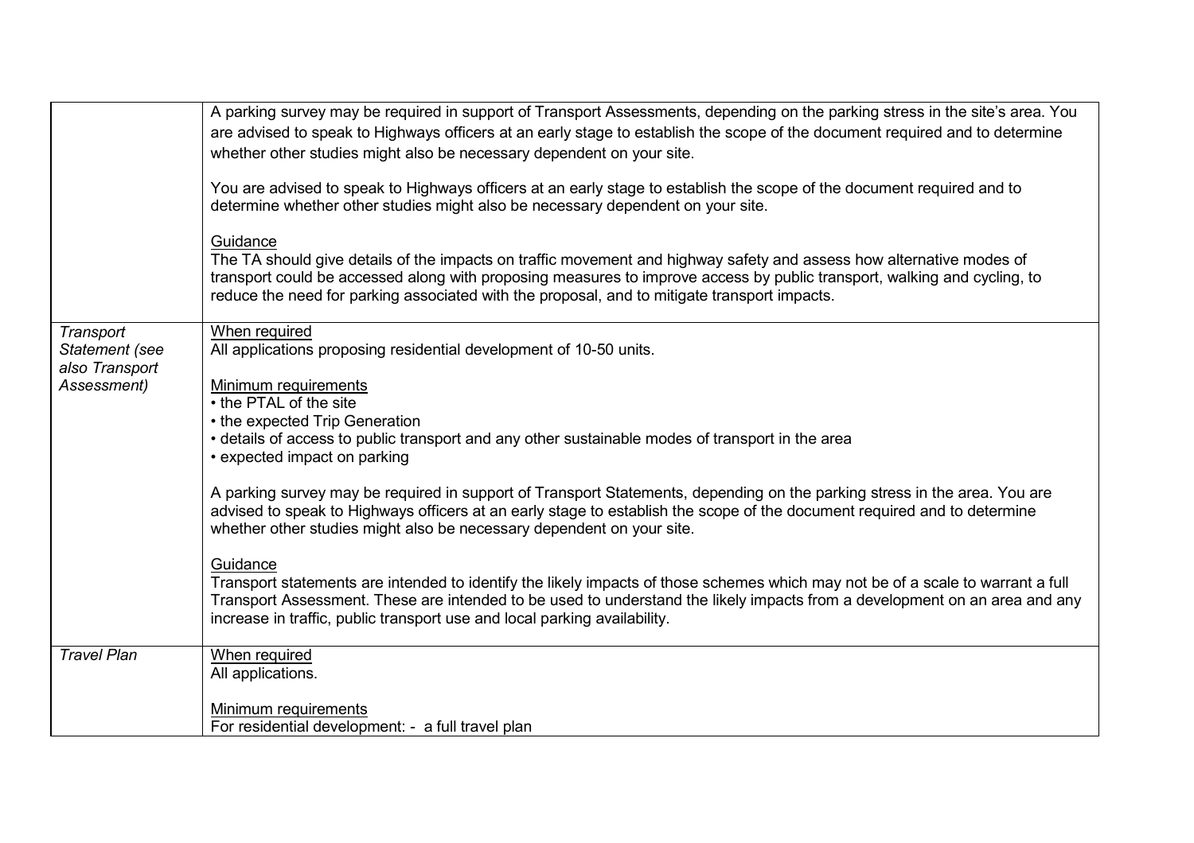| | |
|---|---|
| | A parking survey may be required in support of Transport Assessments, depending on the parking stress in the site's area. You are advised to speak to Highways officers at an early stage to establish the scope of the document required and to determine whether other studies might also be necessary dependent on your site.<br><br>You are advised to speak to Highways officers at an early stage to establish the scope of the document required and to determine whether other studies might also be necessary dependent on your site.<br><br><u>Guidance</u><br>The TA should give details of the impacts on traffic movement and highway safety and assess how alternative modes of transport could be accessed along with proposing measures to improve access by public transport, walking and cycling, to reduce the need for parking associated with the proposal, and to mitigate transport impacts. |
| *Transport Statement (see also Transport Assessment)* | <u>When required</u><br>All applications proposing residential development of 10-50 units.<br><br><u>Minimum requirements</u><br>• the PTAL of the site<br>• the expected Trip Generation<br>• details of access to public transport and any other sustainable modes of transport in the area<br>• expected impact on parking<br><br>A parking survey may be required in support of Transport Statements, depending on the parking stress in the area. You are advised to speak to Highways officers at an early stage to establish the scope of the document required and to determine whether other studies might also be necessary dependent on your site.<br><br><u>Guidance</u><br>Transport statements are intended to identify the likely impacts of those schemes which may not be of a scale to warrant a full Transport Assessment. These are intended to be used to understand the likely impacts from a development on an area and any increase in traffic, public transport use and local parking availability. |
| *Travel Plan* | <u>When required</u><br>All applications.<br><br><u>Minimum requirements</u><br>For residential development: - a full travel plan |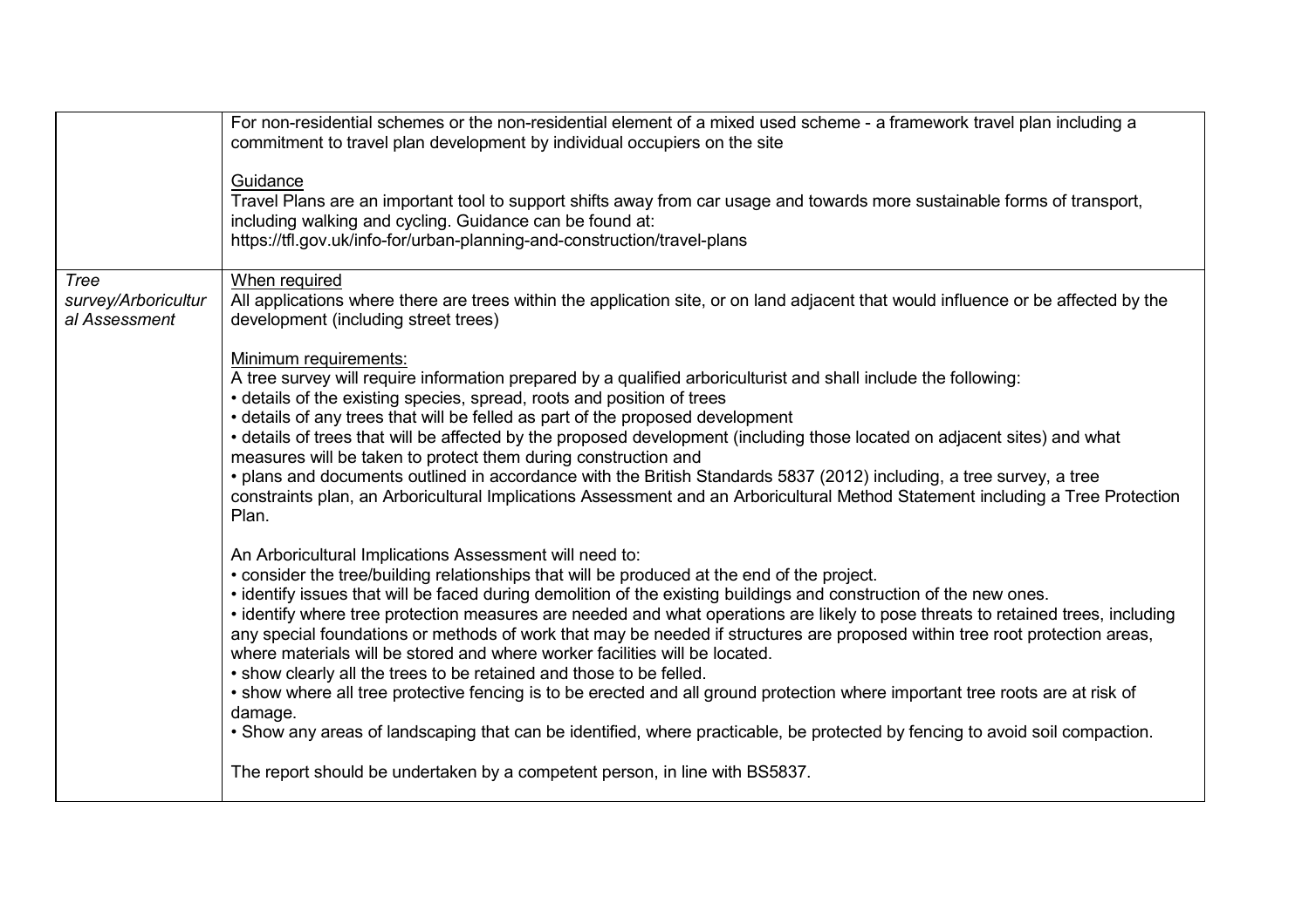| | |
|---|---|
| | For non-residential schemes or the non-residential element of a mixed used scheme - a framework travel plan including a commitment to travel plan development by individual occupiers on the site<br><br><u>Guidance</u><br>Travel Plans are an important tool to support shifts away from car usage and towards more sustainable forms of transport, including walking and cycling. Guidance can be found at:<br>https://tfl.gov.uk/info-for/urban-planning-and-construction/travel-plans |
| *Tree survey/Arboricultural Assessment* | <u>When required</u><br>All applications where there are trees within the application site, or on land adjacent that would influence or be affected by the development (including street trees)<br><br><u>Minimum requirements:</u><br>A tree survey will require information prepared by a qualified arboriculturist and shall include the following:<br>• details of the existing species, spread, roots and position of trees<br>• details of any trees that will be felled as part of the proposed development<br>• details of trees that will be affected by the proposed development (including those located on adjacent sites) and what measures will be taken to protect them during construction and<br>• plans and documents outlined in accordance with the British Standards 5837 (2012) including, a tree survey, a tree constraints plan, an Arboricultural Implications Assessment and an Arboricultural Method Statement including a Tree Protection Plan.<br><br>An Arboricultural Implications Assessment will need to:<br>• consider the tree/building relationships that will be produced at the end of the project.<br>• identify issues that will be faced during demolition of the existing buildings and construction of the new ones.<br>• identify where tree protection measures are needed and what operations are likely to pose threats to retained trees, including any special foundations or methods of work that may be needed if structures are proposed within tree root protection areas, where materials will be stored and where worker facilities will be located.<br>• show clearly all the trees to be retained and those to be felled.<br>• show where all tree protective fencing is to be erected and all ground protection where important tree roots are at risk of damage.<br>• Show any areas of landscaping that can be identified, where practicable, be protected by fencing to avoid soil compaction.<br><br>The report should be undertaken by a competent person, in line with BS5837. |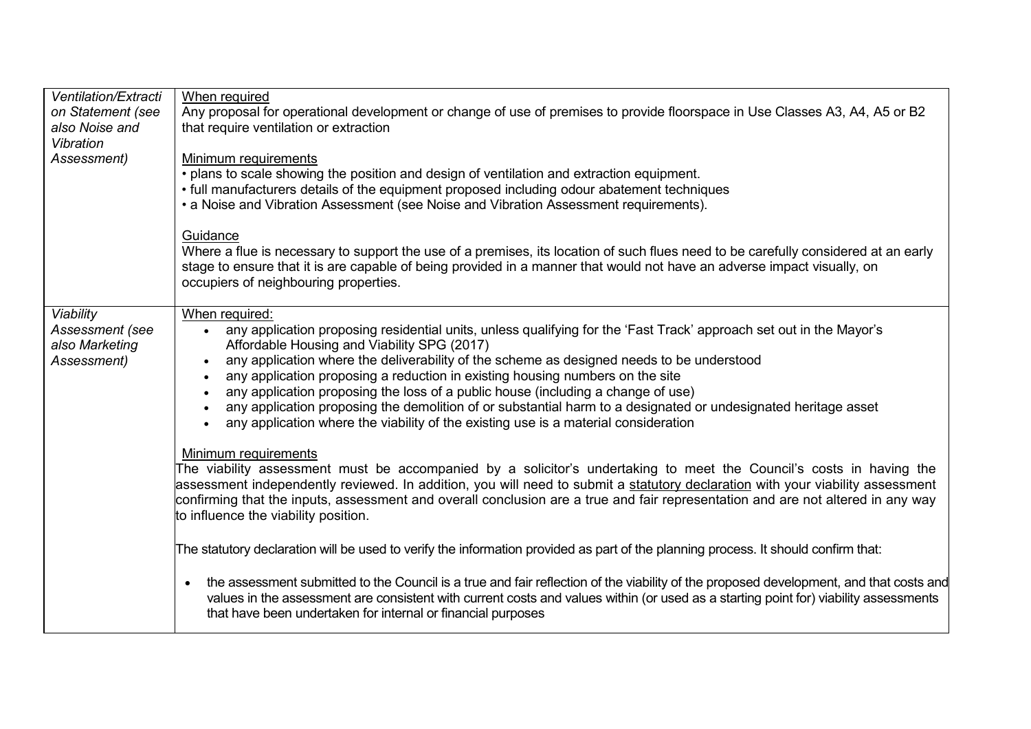| | |
|---|---|
| *Ventilation/Extraction Statement (see also Noise and Vibration Assessment)* | When required<br>Any proposal for operational development or change of use of premises to provide floorspace in Use Classes A3, A4, A5 or B2 that require ventilation or extraction<br><br>Minimum requirements<br>• plans to scale showing the position and design of ventilation and extraction equipment.<br>• full manufacturers details of the equipment proposed including odour abatement techniques<br>• a Noise and Vibration Assessment (see Noise and Vibration Assessment requirements).<br><br>Guidance<br>Where a flue is necessary to support the use of a premises, its location of such flues need to be carefully considered at an early stage to ensure that it is are capable of being provided in a manner that would not have an adverse impact visually, on occupiers of neighbouring properties. |
| *Viability Assessment (see also Marketing Assessment)* | When required:<br>• any application proposing residential units, unless qualifying for the 'Fast Track' approach set out in the Mayor's Affordable Housing and Viability SPG (2017)<br>• any application where the deliverability of the scheme as designed needs to be understood<br>• any application proposing a reduction in existing housing numbers on the site<br>• any application proposing the loss of a public house (including a change of use)<br>• any application proposing the demolition of or substantial harm to a designated or undesignated heritage asset<br>• any application where the viability of the existing use is a material consideration<br><br>Minimum requirements<br>The viability assessment must be accompanied by a solicitor's undertaking to meet the Council's costs in having the assessment independently reviewed. In addition, you will need to submit a statutory declaration with your viability assessment confirming that the inputs, assessment and overall conclusion are a true and fair representation and are not altered in any way to influence the viability position.<br><br>The statutory declaration will be used to verify the information provided as part of the planning process. It should confirm that:<br><br>• the assessment submitted to the Council is a true and fair reflection of the viability of the proposed development, and that costs and values in the assessment are consistent with current costs and values within (or used as a starting point for) viability assessments that have been undertaken for internal or financial purposes |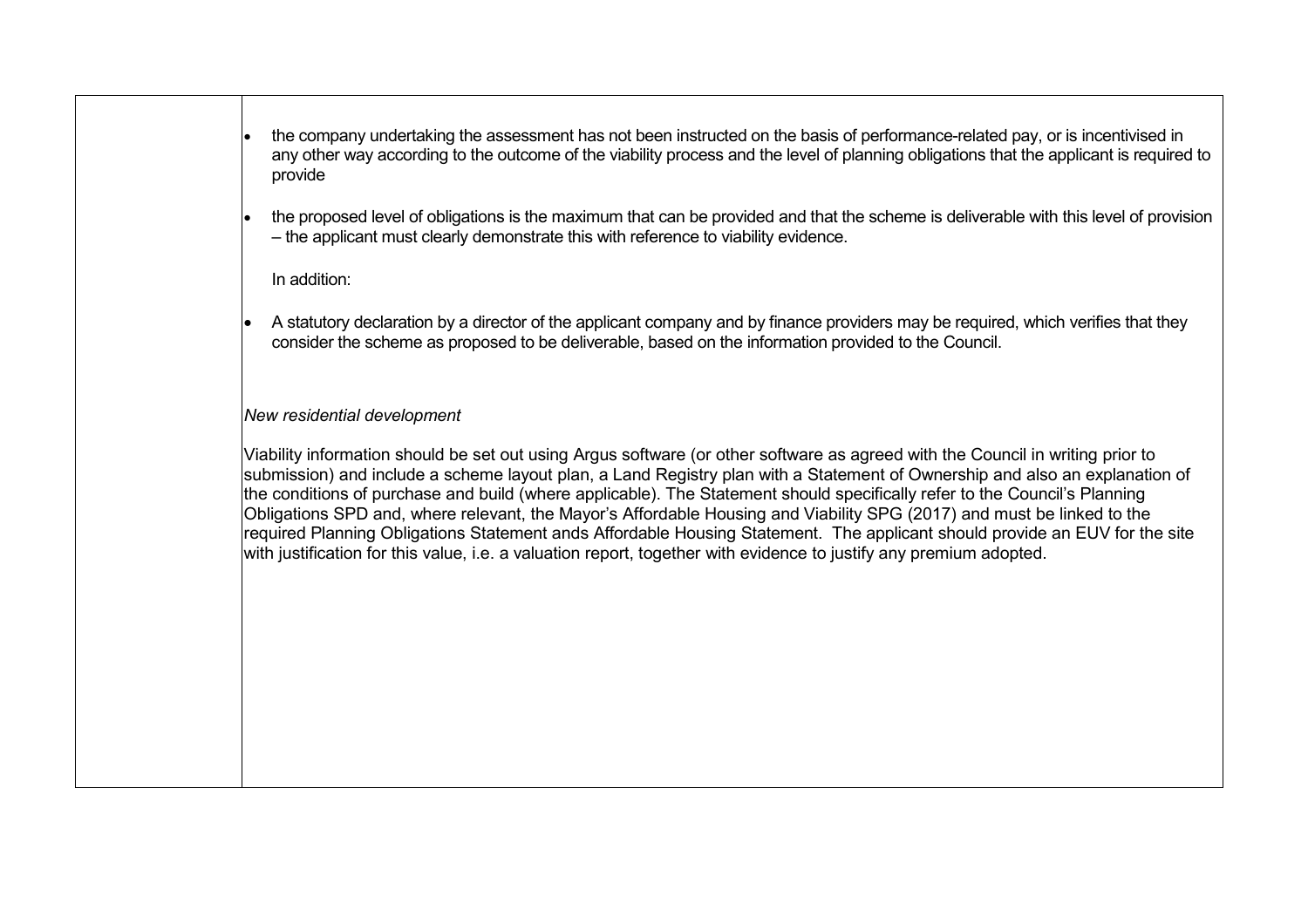| | |
|---|---|
| | • the company undertaking the assessment has not been instructed on the basis of performance-related pay, or is incentivised in any other way according to the outcome of the viability process and the level of planning obligations that the applicant is required to provide<br><br>• the proposed level of obligations is the maximum that can be provided and that the scheme is deliverable with this level of provision – the applicant must clearly demonstrate this with reference to viability evidence.<br><br>In addition:<br><br>• A statutory declaration by a director of the applicant company and by finance providers may be required, which verifies that they consider the scheme as proposed to be deliverable, based on the information provided to the Council.<br><br>*New residential development*<br><br>Viability information should be set out using Argus software (or other software as agreed with the Council in writing prior to submission) and include a scheme layout plan, a Land Registry plan with a Statement of Ownership and also an explanation of the conditions of purchase and build (where applicable). The Statement should specifically refer to the Council's Planning Obligations SPD and, where relevant, the Mayor's Affordable Housing and Viability SPG (2017) and must be linked to the required Planning Obligations Statement ands Affordable Housing Statement. The applicant should provide an EUV for the site with justification for this value, i.e. a valuation report, together with evidence to justify any premium adopted. |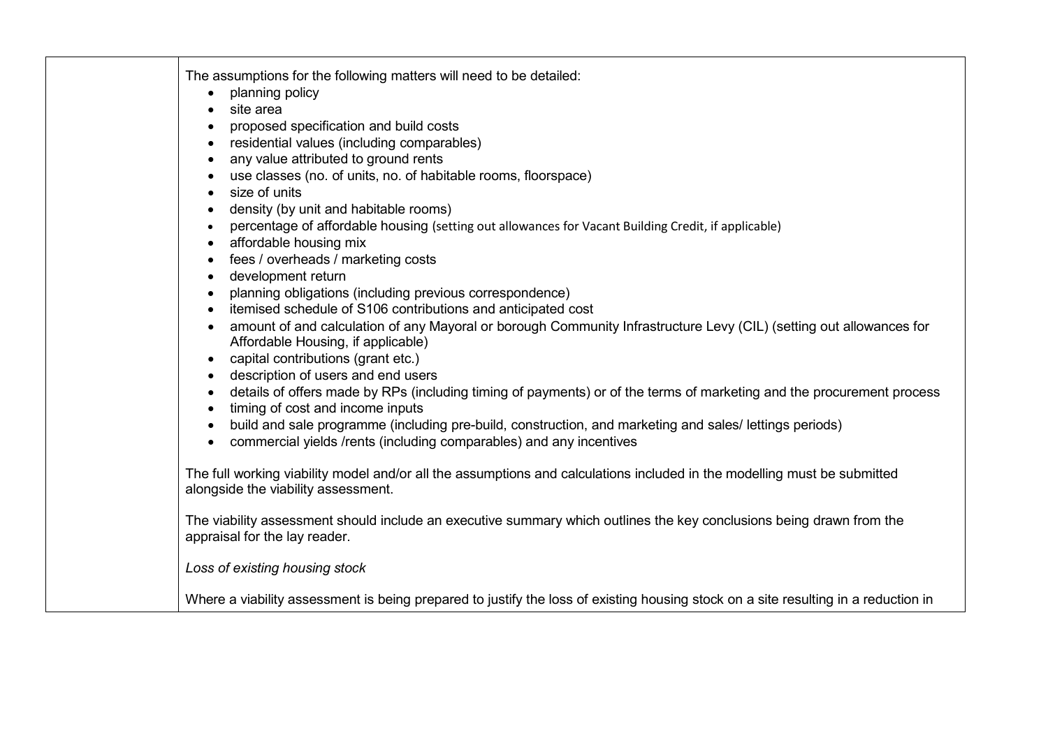| | |
|---|---|
| | The assumptions for the following matters will need to be detailed:<br>• planning policy<br>• site area<br>• proposed specification and build costs<br>• residential values (including comparables)<br>• any value attributed to ground rents<br>• use classes (no. of units, no. of habitable rooms, floorspace)<br>• size of units<br>• density (by unit and habitable rooms)<br>• percentage of affordable housing (setting out allowances for Vacant Building Credit, if applicable)<br>• affordable housing mix<br>• fees / overheads / marketing costs<br>• development return<br>• planning obligations (including previous correspondence)<br>• itemised schedule of S106 contributions and anticipated cost<br>• amount of and calculation of any Mayoral or borough Community Infrastructure Levy (CIL) (setting out allowances for Affordable Housing, if applicable)<br>• capital contributions (grant etc.)<br>• description of users and end users<br>• details of offers made by RPs (including timing of payments) or of the terms of marketing and the procurement process<br>• timing of cost and income inputs<br>• build and sale programme (including pre-build, construction, and marketing and sales/ lettings periods)<br>• commercial yields /rents (including comparables) and any incentives<br><br>The full working viability model and/or all the assumptions and calculations included in the modelling must be submitted alongside the viability assessment.<br><br>The viability assessment should include an executive summary which outlines the key conclusions being drawn from the appraisal for the lay reader.<br><br>*Loss of existing housing stock*<br><br>Where a viability assessment is being prepared to justify the loss of existing housing stock on a site resulting in a reduction in |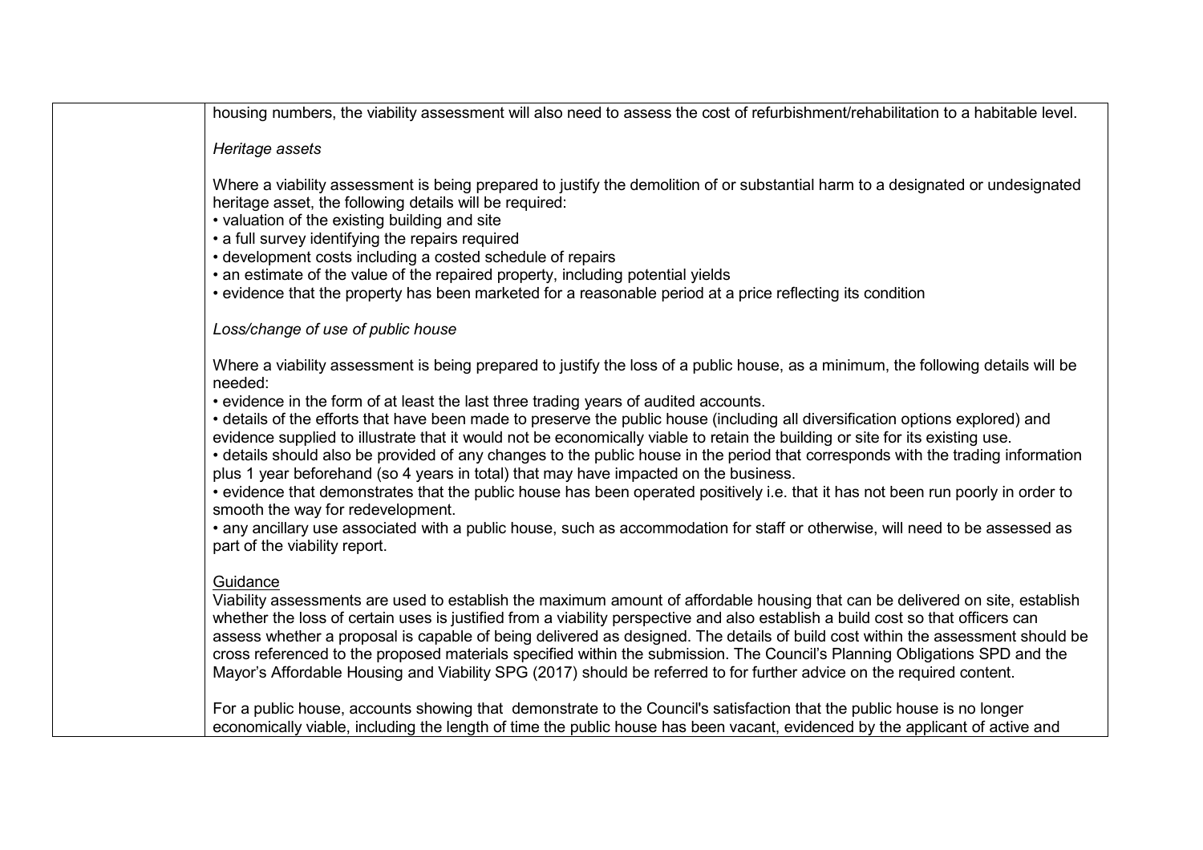| | housing numbers, the viability assessment will also need to assess the cost of refurbishment/rehabilitation to a habitable level.<br><br>*Heritage assets*<br><br>Where a viability assessment is being prepared to justify the demolition of or substantial harm to a designated or undesignated heritage asset, the following details will be required:<br>• valuation of the existing building and site<br>• a full survey identifying the repairs required<br>• development costs including a costed schedule of repairs<br>• an estimate of the value of the repaired property, including potential yields<br>• evidence that the property has been marketed for a reasonable period at a price reflecting its condition<br><br>*Loss/change of use of public house*<br><br>Where a viability assessment is being prepared to justify the loss of a public house, as a minimum, the following details will be needed:<br>• evidence in the form of at least the last three trading years of audited accounts.<br>• details of the efforts that have been made to preserve the public house (including all diversification options explored) and evidence supplied to illustrate that it would not be economically viable to retain the building or site for its existing use.<br>• details should also be provided of any changes to the public house in the period that corresponds with the trading information plus 1 year beforehand (so 4 years in total) that may have impacted on the business.<br>• evidence that demonstrates that the public house has been operated positively i.e. that it has not been run poorly in order to smooth the way for redevelopment.<br>• any ancillary use associated with a public house, such as accommodation for staff or otherwise, will need to be assessed as part of the viability report.<br><br><u>Guidance</u><br>Viability assessments are used to establish the maximum amount of affordable housing that can be delivered on site, establish whether the loss of certain uses is justified from a viability perspective and also establish a build cost so that officers can assess whether a proposal is capable of being delivered as designed. The details of build cost within the assessment should be cross referenced to the proposed materials specified within the submission. The Council's Planning Obligations SPD and the Mayor's Affordable Housing and Viability SPG (2017) should be referred to for further advice on the required content.<br><br>For a public house, accounts showing that demonstrate to the Council's satisfaction that the public house is no longer economically viable, including the length of time the public house has been vacant, evidenced by the applicant of active and |
|---|---|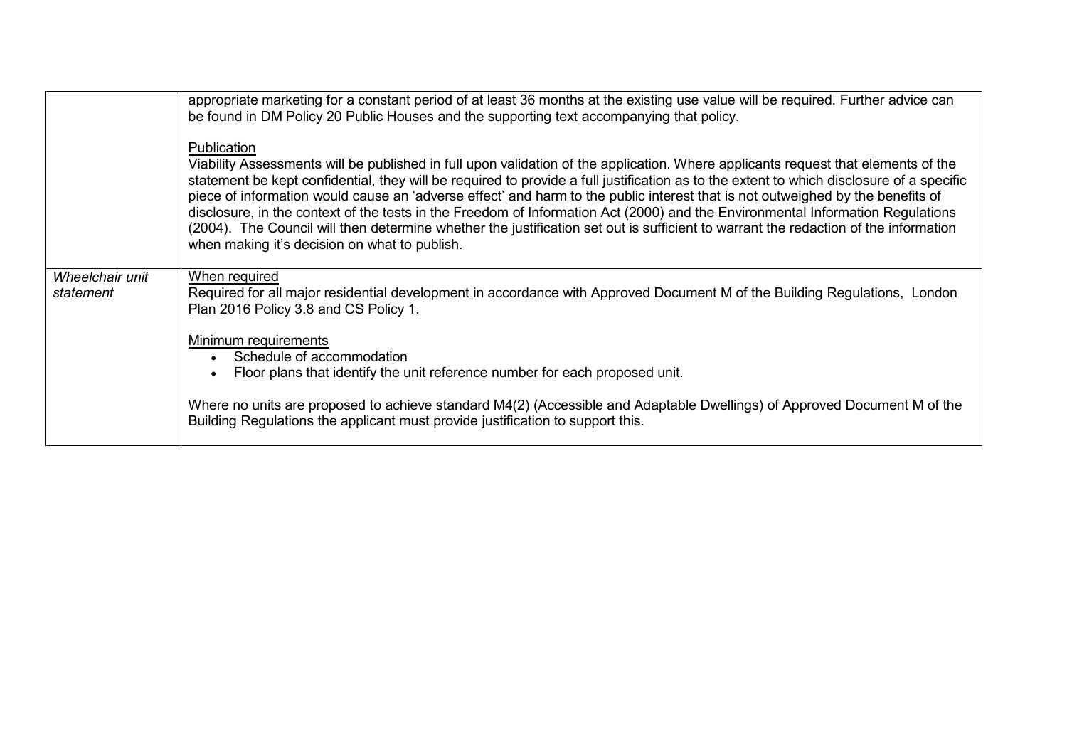| | |
|---|---|
| | appropriate marketing for a constant period of at least 36 months at the existing use value will be required. Further advice can be found in DM Policy 20 Public Houses and the supporting text accompanying that policy.<br><br>Publication<br>Viability Assessments will be published in full upon validation of the application. Where applicants request that elements of the statement be kept confidential, they will be required to provide a full justification as to the extent to which disclosure of a specific piece of information would cause an 'adverse effect' and harm to the public interest that is not outweighed by the benefits of disclosure, in the context of the tests in the Freedom of Information Act (2000) and the Environmental Information Regulations (2004). The Council will then determine whether the justification set out is sufficient to warrant the redaction of the information when making it's decision on what to publish. |
| *Wheelchair unit statement* | When required<br>Required for all major residential development in accordance with Approved Document M of the Building Regulations, London Plan 2016 Policy 3.8 and CS Policy 1.<br><br>Minimum requirements<br>• Schedule of accommodation<br>• Floor plans that identify the unit reference number for each proposed unit.<br><br>Where no units are proposed to achieve standard M4(2) (Accessible and Adaptable Dwellings) of Approved Document M of the Building Regulations the applicant must provide justification to support this. |